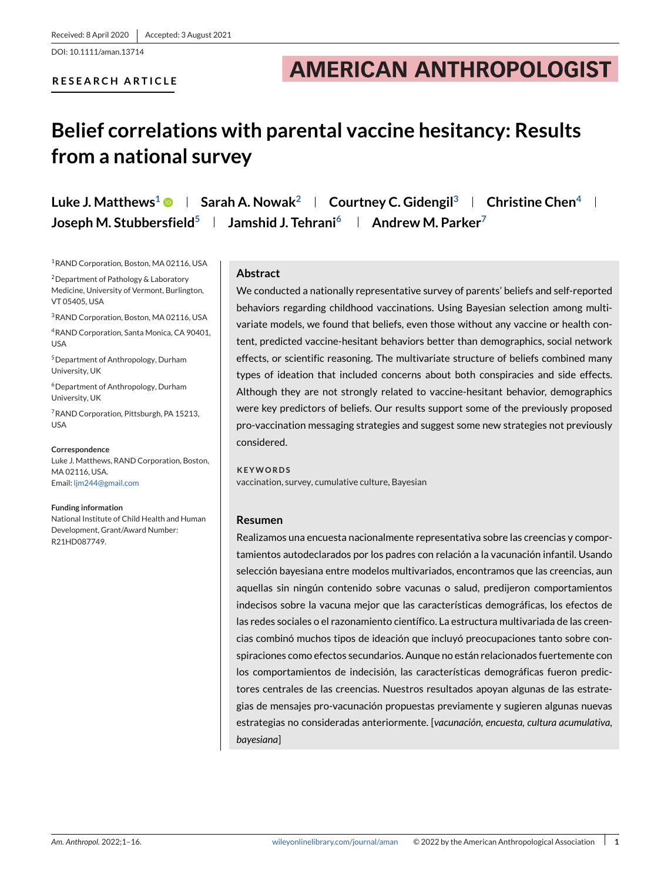Received: 8 April 2020 | Accepted: 3 August 2021

DOI: 10.1111/aman.13714

**RESEARCH ARTICLE**

**AMERICAN ANTHROPOLOGIST**

# Belief correlations with parental vaccine hesitancy: Results from a national survey

**Luke J. Matthews[1] | Sarah A. Nowak[2] | Courtney C. Gidengil[3] | Christine Chen[4] | Joseph M. Stubbersfield[5] | Jamshid J. Tehrani[6] | Andrew M. Parker[7]**

[1]RAND Corporation, Boston, MA 02116, USA

[2]Department of Pathology & Laboratory Medicine, University of Vermont, Burlington, VT 05405, USA

[3]RAND Corporation, Boston, MA 02116, USA

[4]RAND Corporation, Santa Monica, CA 90401, USA

[5]Department of Anthropology, Durham University, UK

[6]Department of Anthropology, Durham University, UK

[7]RAND Corporation, Pittsburgh, PA 15213, USA

**Correspondence**
Luke J. Matthews, RAND Corporation, Boston, MA 02116, USA.
Email: ljm244@gmail.com

**Funding information**
National Institute of Child Health and Human Development, Grant/Award Number: R21HD087749.

## Abstract

We conducted a nationally representative survey of parents' beliefs and self-reported behaviors regarding childhood vaccinations. Using Bayesian selection among multivariate models, we found that beliefs, even those without any vaccine or health content, predicted vaccine-hesitant behaviors better than demographics, social network effects, or scientific reasoning. The multivariate structure of beliefs combined many types of ideation that included concerns about both conspiracies and side effects. Although they are not strongly related to vaccine-hesitant behavior, demographics were key predictors of beliefs. Our results support some of the previously proposed pro-vaccination messaging strategies and suggest some new strategies not previously considered.

**KEYWORDS**
vaccination, survey, cumulative culture, Bayesian

## Resumen

Realizamos una encuesta nacionalmente representativa sobre las creencias y comportamientos autodeclarados por los padres con relación a la vacunación infantil. Usando selección bayesiana entre modelos multivariados, encontramos que las creencias, aun aquellas sin ningún contenido sobre vacunas o salud, predijeron comportamientos indecisos sobre la vacuna mejor que las características demográficas, los efectos de las redes sociales o el razonamiento científico. La estructura multivariada de las creencias combinó muchos tipos de ideación que incluyó preocupaciones tanto sobre conspiraciones como efectos secundarios. Aunque no están relacionados fuertemente con los comportamientos de indecisión, las características demográficas fueron predictores centrales de las creencias. Nuestros resultados apoyan algunas de las estrategias de mensajes pro-vacunación propuestas previamente y sugieren algunas nuevas estrategias no consideradas anteriormente. [*vacunación, encuesta, cultura acumulativa, bayesiana*]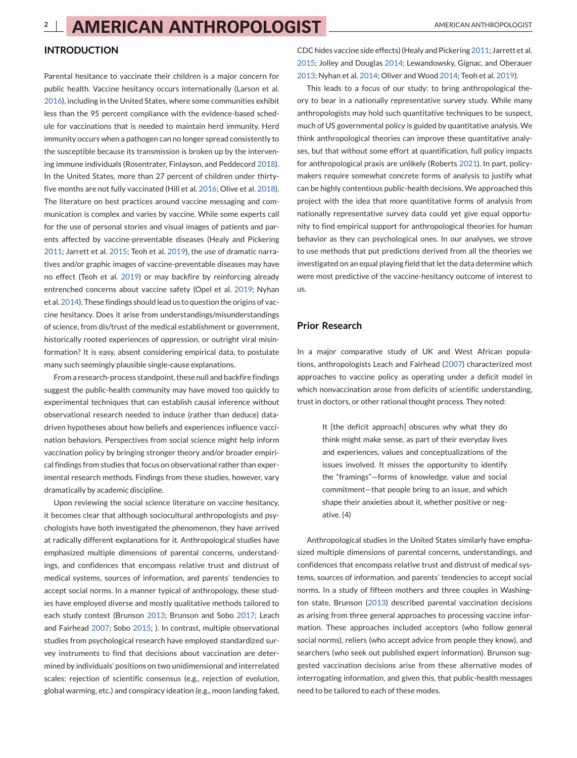## INTRODUCTION

Parental hesitance to vaccinate their children is a major concern for public health. Vaccine hesitancy occurs internationally (Larson et al. 2016), including in the United States, where some communities exhibit less than the 95 percent compliance with the evidence-based schedule for vaccinations that is needed to maintain herd immunity. Herd immunity occurs when a pathogen can no longer spread consistently to the susceptible because its transmission is broken up by the intervening immune individuals (Rosentrater, Finlayson, and Peddecord 2018). In the United States, more than 27 percent of children under thirty-five months are not fully vaccinated (Hill et al. 2016; Olive et al. 2018). The literature on best practices around vaccine messaging and communication is complex and varies by vaccine. While some experts call for the use of personal stories and visual images of patients and parents affected by vaccine-preventable diseases (Healy and Pickering 2011; Jarrett et al. 2015; Teoh et al. 2019), the use of dramatic narratives and/or graphic images of vaccine-preventable diseases may have no effect (Teoh et al. 2019) or may backfire by reinforcing already entrenched concerns about vaccine safety (Opel et al. 2019; Nyhan et al. 2014). These findings should lead us to question the origins of vaccine hesitancy. Does it arise from understandings/misunderstandings of science, from dis/trust of the medical establishment or government, historically rooted experiences of oppression, or outright viral misinformation? It is easy, absent considering empirical data, to postulate many such seemingly plausible single-cause explanations.

From a research-process standpoint, these null and backfire findings suggest the public-health community may have moved too quickly to experimental techniques that can establish causal inference without observational research needed to induce (rather than deduce) data-driven hypotheses about how beliefs and experiences influence vaccination behaviors. Perspectives from social science might help inform vaccination policy by bringing stronger theory and/or broader empirical findings from studies that focus on observational rather than experimental research methods. Findings from these studies, however, vary dramatically by academic discipline.

Upon reviewing the social science literature on vaccine hesitancy, it becomes clear that although sociocultural anthropologists and psychologists have both investigated the phenomenon, they have arrived at radically different explanations for it. Anthropological studies have emphasized multiple dimensions of parental concerns, understandings, and confidences that encompass relative trust and distrust of medical systems, sources of information, and parents' tendencies to accept social norms. In a manner typical of anthropology, these studies have employed diverse and mostly qualitative methods tailored to each study context (Brunson 2013; Brunson and Sobo 2017; Leach and Fairhead 2007; Sobo 2015; ). In contrast, multiple observational studies from psychological research have employed standardized survey instruments to find that decisions about vaccination are determined by individuals' positions on two unidimensional and interrelated scales: rejection of scientific consensus (e.g., rejection of evolution, global warming, etc.) and conspiracy ideation (e.g., moon landing faked, CDC hides vaccine side effects) (Healy and Pickering 2011; Jarrett et al. 2015; Jolley and Douglas 2014; Lewandowsky, Gignac, and Oberauer 2013; Nyhan et al. 2014; Oliver and Wood 2014; Teoh et al. 2019).

This leads to a focus of our study: to bring anthropological theory to bear in a nationally representative survey study. While many anthropologists may hold such quantitative techniques to be suspect, much of US governmental policy is guided by quantitative analysis. We think anthropological theories can improve these quantitative analyses, but that without some effort at quantification, full policy impacts for anthropological praxis are unlikely (Roberts 2021). In part, policy-makers require somewhat concrete forms of analysis to justify what can be highly contentious public-health decisions. We approached this project with the idea that more quantitative forms of analysis from nationally representative survey data could yet give equal opportunity to find empirical support for anthropological theories for human behavior as they can psychological ones. In our analyses, we strove to use methods that put predictions derived from all the theories we investigated on an equal playing field that let the data determine which were most predictive of the vaccine-hesitancy outcome of interest to us.

### Prior Research

In a major comparative study of UK and West African populations, anthropologists Leach and Fairhead (2007) characterized most approaches to vaccine policy as operating under a deficit model in which nonvaccination arose from deficits of scientific understanding, trust in doctors, or other rational thought process. They noted:

> It [the deficit approach] obscures why what they do think might make sense, as part of their everyday lives and experiences, values and conceptualizations of the issues involved. It misses the opportunity to identify the "framings"—forms of knowledge, value and social commitment—that people bring to an issue, and which shape their anxieties about it, whether positive or negative. (4)

Anthropological studies in the United States similarly have emphasized multiple dimensions of parental concerns, understandings, and confidences that encompass relative trust and distrust of medical systems, sources of information, and parents' tendencies to accept social norms. In a study of fifteen mothers and three couples in Washington state, Brunson (2013) described parental vaccination decisions as arising from three general approaches to processing vaccine information. These approaches included acceptors (who follow general social norms), reliers (who accept advice from people they know), and searchers (who seek out published expert information). Brunson suggested vaccination decisions arise from these alternative modes of interrogating information, and given this, that public-health messages need to be tailored to each of these modes.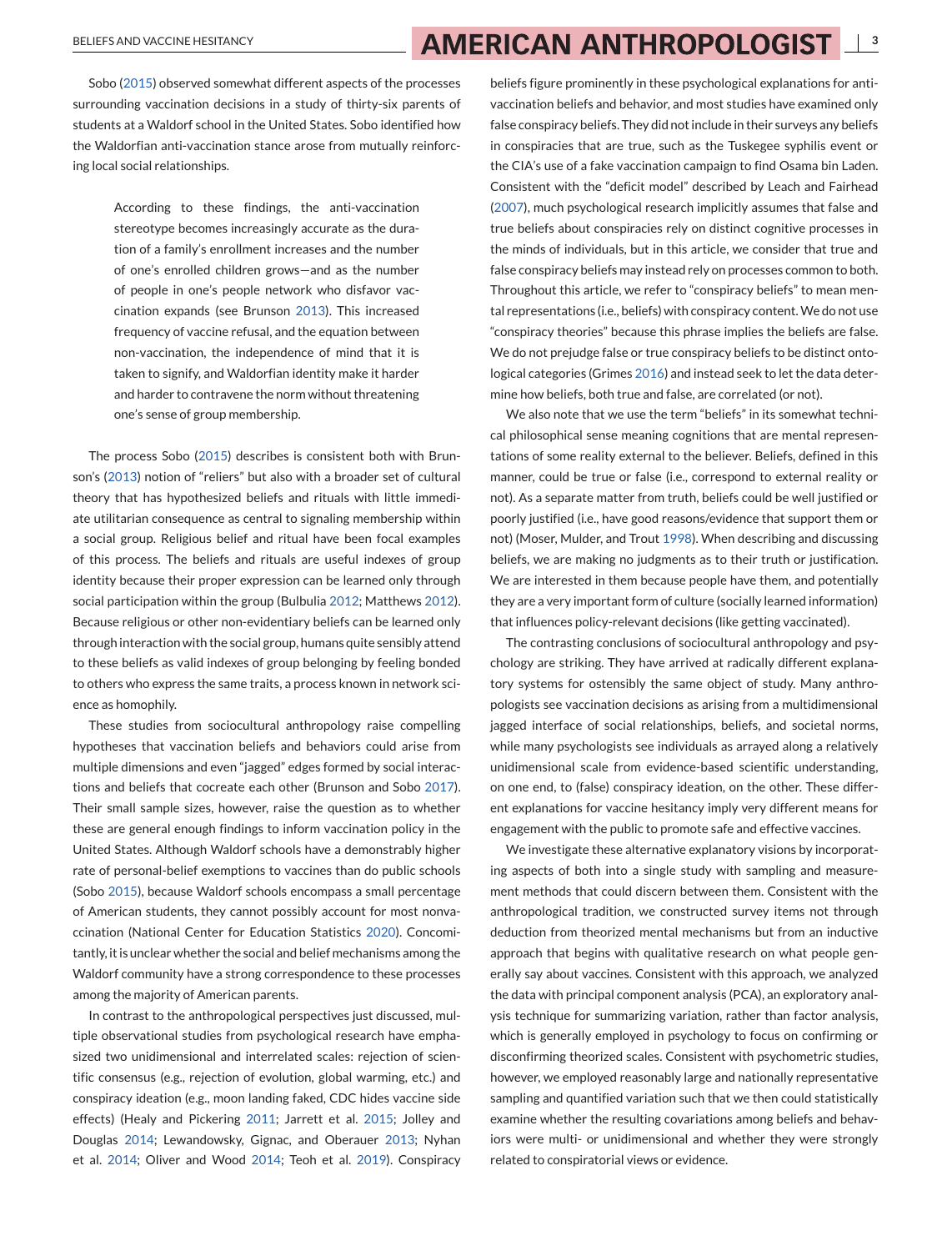Sobo (2015) observed somewhat different aspects of the processes surrounding vaccination decisions in a study of thirty-six parents of students at a Waldorf school in the United States. Sobo identified how the Waldorfian anti-vaccination stance arose from mutually reinforcing local social relationships.

> According to these findings, the anti-vaccination stereotype becomes increasingly accurate as the duration of a family's enrollment increases and the number of one's enrolled children grows—and as the number of people in one's people network who disfavor vaccination expands (see Brunson 2013). This increased frequency of vaccine refusal, and the equation between non-vaccination, the independence of mind that it is taken to signify, and Waldorfian identity make it harder and harder to contravene the norm without threatening one's sense of group membership.

The process Sobo (2015) describes is consistent both with Brunson's (2013) notion of "reliers" but also with a broader set of cultural theory that has hypothesized beliefs and rituals with little immediate utilitarian consequence as central to signaling membership within a social group. Religious belief and ritual have been focal examples of this process. The beliefs and rituals are useful indexes of group identity because their proper expression can be learned only through social participation within the group (Bulbulia 2012; Matthews 2012). Because religious or other non-evidentiary beliefs can be learned only through interaction with the social group, humans quite sensibly attend to these beliefs as valid indexes of group belonging by feeling bonded to others who express the same traits, a process known in network science as homophily.

These studies from sociocultural anthropology raise compelling hypotheses that vaccination beliefs and behaviors could arise from multiple dimensions and even "jagged" edges formed by social interactions and beliefs that cocreate each other (Brunson and Sobo 2017). Their small sample sizes, however, raise the question as to whether these are general enough findings to inform vaccination policy in the United States. Although Waldorf schools have a demonstrably higher rate of personal-belief exemptions to vaccines than do public schools (Sobo 2015), because Waldorf schools encompass a small percentage of American students, they cannot possibly account for most nonvaccination (National Center for Education Statistics 2020). Concomitantly, it is unclear whether the social and belief mechanisms among the Waldorf community have a strong correspondence to these processes among the majority of American parents.

In contrast to the anthropological perspectives just discussed, multiple observational studies from psychological research have emphasized two unidimensional and interrelated scales: rejection of scientific consensus (e.g., rejection of evolution, global warming, etc.) and conspiracy ideation (e.g., moon landing faked, CDC hides vaccine side effects) (Healy and Pickering 2011; Jarrett et al. 2015; Jolley and Douglas 2014; Lewandowsky, Gignac, and Oberauer 2013; Nyhan et al. 2014; Oliver and Wood 2014; Teoh et al. 2019). Conspiracy beliefs figure prominently in these psychological explanations for anti-vaccination beliefs and behavior, and most studies have examined only false conspiracy beliefs. They did not include in their surveys any beliefs in conspiracies that are true, such as the Tuskegee syphilis event or the CIA's use of a fake vaccination campaign to find Osama bin Laden. Consistent with the "deficit model" described by Leach and Fairhead (2007), much psychological research implicitly assumes that false and true beliefs about conspiracies rely on distinct cognitive processes in the minds of individuals, but in this article, we consider that true and false conspiracy beliefs may instead rely on processes common to both. Throughout this article, we refer to "conspiracy beliefs" to mean mental representations (i.e., beliefs) with conspiracy content. We do not use "conspiracy theories" because this phrase implies the beliefs are false. We do not prejudge false or true conspiracy beliefs to be distinct ontological categories (Grimes 2016) and instead seek to let the data determine how beliefs, both true and false, are correlated (or not).

We also note that we use the term "beliefs" in its somewhat technical philosophical sense meaning cognitions that are mental representations of some reality external to the believer. Beliefs, defined in this manner, could be true or false (i.e., correspond to external reality or not). As a separate matter from truth, beliefs could be well justified or poorly justified (i.e., have good reasons/evidence that support them or not) (Moser, Mulder, and Trout 1998). When describing and discussing beliefs, we are making no judgments as to their truth or justification. We are interested in them because people have them, and potentially they are a very important form of culture (socially learned information) that influences policy-relevant decisions (like getting vaccinated).

The contrasting conclusions of sociocultural anthropology and psychology are striking. They have arrived at radically different explanatory systems for ostensibly the same object of study. Many anthropologists see vaccination decisions as arising from a multidimensional jagged interface of social relationships, beliefs, and societal norms, while many psychologists see individuals as arrayed along a relatively unidimensional scale from evidence-based scientific understanding, on one end, to (false) conspiracy ideation, on the other. These different explanations for vaccine hesitancy imply very different means for engagement with the public to promote safe and effective vaccines.

We investigate these alternative explanatory visions by incorporating aspects of both into a single study with sampling and measurement methods that could discern between them. Consistent with the anthropological tradition, we constructed survey items not through deduction from theorized mental mechanisms but from an inductive approach that begins with qualitative research on what people generally say about vaccines. Consistent with this approach, we analyzed the data with principal component analysis (PCA), an exploratory analysis technique for summarizing variation, rather than factor analysis, which is generally employed in psychology to focus on confirming or disconfirming theorized scales. Consistent with psychometric studies, however, we employed reasonably large and nationally representative sampling and quantified variation such that we then could statistically examine whether the resulting covariations among beliefs and behaviors were multi- or unidimensional and whether they were strongly related to conspiratorial views or evidence.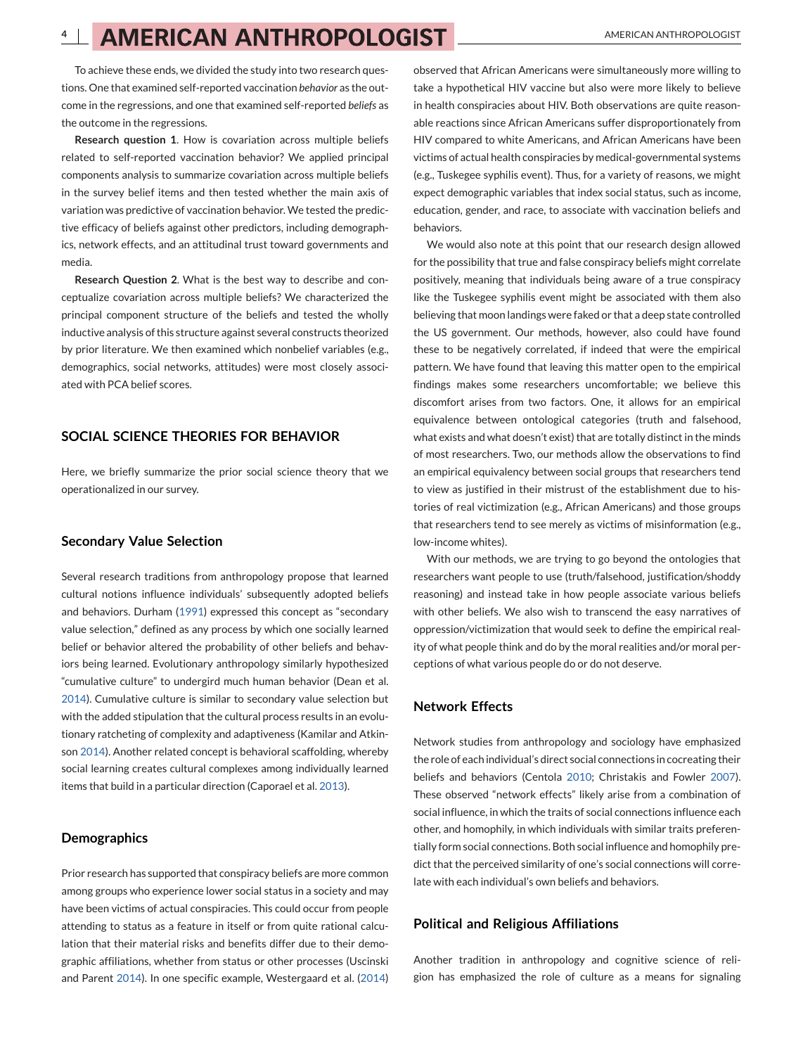To achieve these ends, we divided the study into two research questions. One that examined self-reported vaccination *behavior* as the outcome in the regressions, and one that examined self-reported *beliefs* as the outcome in the regressions.

**Research question 1**. How is covariation across multiple beliefs related to self-reported vaccination behavior? We applied principal components analysis to summarize covariation across multiple beliefs in the survey belief items and then tested whether the main axis of variation was predictive of vaccination behavior. We tested the predictive efficacy of beliefs against other predictors, including demographics, network effects, and an attitudinal trust toward governments and media.

**Research Question 2**. What is the best way to describe and conceptualize covariation across multiple beliefs? We characterized the principal component structure of the beliefs and tested the wholly inductive analysis of this structure against several constructs theorized by prior literature. We then examined which nonbelief variables (e.g., demographics, social networks, attitudes) were most closely associated with PCA belief scores.

## SOCIAL SCIENCE THEORIES FOR BEHAVIOR

Here, we briefly summarize the prior social science theory that we operationalized in our survey.

### Secondary Value Selection

Several research traditions from anthropology propose that learned cultural notions influence individuals' subsequently adopted beliefs and behaviors. Durham (1991) expressed this concept as "secondary value selection," defined as any process by which one socially learned belief or behavior altered the probability of other beliefs and behaviors being learned. Evolutionary anthropology similarly hypothesized "cumulative culture" to undergird much human behavior (Dean et al. 2014). Cumulative culture is similar to secondary value selection but with the added stipulation that the cultural process results in an evolutionary ratcheting of complexity and adaptiveness (Kamilar and Atkinson 2014). Another related concept is behavioral scaffolding, whereby social learning creates cultural complexes among individually learned items that build in a particular direction (Caporael et al. 2013).

### Demographics

Prior research has supported that conspiracy beliefs are more common among groups who experience lower social status in a society and may have been victims of actual conspiracies. This could occur from people attending to status as a feature in itself or from quite rational calculation that their material risks and benefits differ due to their demographic affiliations, whether from status or other processes (Uscinski and Parent 2014). In one specific example, Westergaard et al. (2014) observed that African Americans were simultaneously more willing to take a hypothetical HIV vaccine but also were more likely to believe in health conspiracies about HIV. Both observations are quite reasonable reactions since African Americans suffer disproportionately from HIV compared to white Americans, and African Americans have been victims of actual health conspiracies by medical-governmental systems (e.g., Tuskegee syphilis event). Thus, for a variety of reasons, we might expect demographic variables that index social status, such as income, education, gender, and race, to associate with vaccination beliefs and behaviors.

We would also note at this point that our research design allowed for the possibility that true and false conspiracy beliefs might correlate positively, meaning that individuals being aware of a true conspiracy like the Tuskegee syphilis event might be associated with them also believing that moon landings were faked or that a deep state controlled the US government. Our methods, however, also could have found these to be negatively correlated, if indeed that were the empirical pattern. We have found that leaving this matter open to the empirical findings makes some researchers uncomfortable; we believe this discomfort arises from two factors. One, it allows for an empirical equivalence between ontological categories (truth and falsehood, what exists and what doesn't exist) that are totally distinct in the minds of most researchers. Two, our methods allow the observations to find an empirical equivalency between social groups that researchers tend to view as justified in their mistrust of the establishment due to histories of real victimization (e.g., African Americans) and those groups that researchers tend to see merely as victims of misinformation (e.g., low-income whites).

With our methods, we are trying to go beyond the ontologies that researchers want people to use (truth/falsehood, justification/shoddy reasoning) and instead take in how people associate various beliefs with other beliefs. We also wish to transcend the easy narratives of oppression/victimization that would seek to define the empirical reality of what people think and do by the moral realities and/or moral perceptions of what various people do or do not deserve.

### Network Effects

Network studies from anthropology and sociology have emphasized the role of each individual's direct social connections in cocreating their beliefs and behaviors (Centola 2010; Christakis and Fowler 2007). These observed "network effects" likely arise from a combination of social influence, in which the traits of social connections influence each other, and homophily, in which individuals with similar traits preferentially form social connections. Both social influence and homophily predict that the perceived similarity of one's social connections will correlate with each individual's own beliefs and behaviors.

### Political and Religious Affiliations

Another tradition in anthropology and cognitive science of religion has emphasized the role of culture as a means for signaling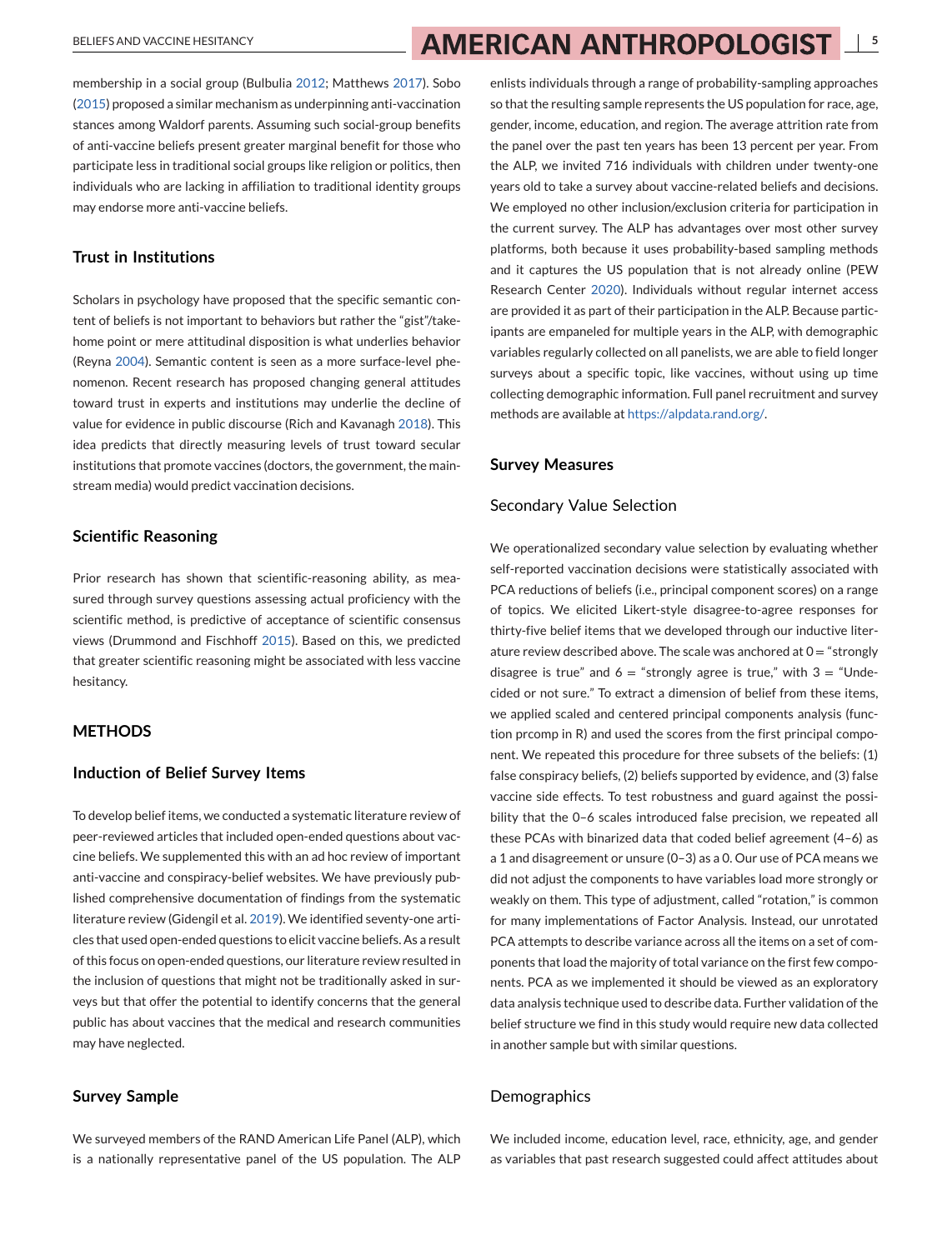membership in a social group (Bulbulia 2012; Matthews 2017). Sobo (2015) proposed a similar mechanism as underpinning anti-vaccination stances among Waldorf parents. Assuming such social-group benefits of anti-vaccine beliefs present greater marginal benefit for those who participate less in traditional social groups like religion or politics, then individuals who are lacking in affiliation to traditional identity groups may endorse more anti-vaccine beliefs.

### Trust in Institutions

Scholars in psychology have proposed that the specific semantic content of beliefs is not important to behaviors but rather the "gist"/take-home point or mere attitudinal disposition is what underlies behavior (Reyna 2004). Semantic content is seen as a more surface-level phenomenon. Recent research has proposed changing general attitudes toward trust in experts and institutions may underlie the decline of value for evidence in public discourse (Rich and Kavanagh 2018). This idea predicts that directly measuring levels of trust toward secular institutions that promote vaccines (doctors, the government, the mainstream media) would predict vaccination decisions.

### Scientific Reasoning

Prior research has shown that scientific-reasoning ability, as measured through survey questions assessing actual proficiency with the scientific method, is predictive of acceptance of scientific consensus views (Drummond and Fischhoff 2015). Based on this, we predicted that greater scientific reasoning might be associated with less vaccine hesitancy.

## METHODS

### Induction of Belief Survey Items

To develop belief items, we conducted a systematic literature review of peer-reviewed articles that included open-ended questions about vaccine beliefs. We supplemented this with an ad hoc review of important anti-vaccine and conspiracy-belief websites. We have previously published comprehensive documentation of findings from the systematic literature review (Gidengil et al. 2019). We identified seventy-one articles that used open-ended questions to elicit vaccine beliefs. As a result of this focus on open-ended questions, our literature review resulted in the inclusion of questions that might not be traditionally asked in surveys but that offer the potential to identify concerns that the general public has about vaccines that the medical and research communities may have neglected.

### Survey Sample

We surveyed members of the RAND American Life Panel (ALP), which is a nationally representative panel of the US population. The ALP enlists individuals through a range of probability-sampling approaches so that the resulting sample represents the US population for race, age, gender, income, education, and region. The average attrition rate from the panel over the past ten years has been 13 percent per year. From the ALP, we invited 716 individuals with children under twenty-one years old to take a survey about vaccine-related beliefs and decisions. We employed no other inclusion/exclusion criteria for participation in the current survey. The ALP has advantages over most other survey platforms, both because it uses probability-based sampling methods and it captures the US population that is not already online (PEW Research Center 2020). Individuals without regular internet access are provided it as part of their participation in the ALP. Because participants are empaneled for multiple years in the ALP, with demographic variables regularly collected on all panelists, we are able to field longer surveys about a specific topic, like vaccines, without using up time collecting demographic information. Full panel recruitment and survey methods are available at https://alpdata.rand.org/.

### Survey Measures

#### Secondary Value Selection

We operationalized secondary value selection by evaluating whether self-reported vaccination decisions were statistically associated with PCA reductions of beliefs (i.e., principal component scores) on a range of topics. We elicited Likert-style disagree-to-agree responses for thirty-five belief items that we developed through our inductive literature review described above. The scale was anchored at 0 = "strongly disagree is true" and 6 = "strongly agree is true," with 3 = "Undecided or not sure." To extract a dimension of belief from these items, we applied scaled and centered principal components analysis (function prcomp in R) and used the scores from the first principal component. We repeated this procedure for three subsets of the beliefs: (1) false conspiracy beliefs, (2) beliefs supported by evidence, and (3) false vaccine side effects. To test robustness and guard against the possibility that the 0–6 scales introduced false precision, we repeated all these PCAs with binarized data that coded belief agreement (4–6) as a 1 and disagreement or unsure (0–3) as a 0. Our use of PCA means we did not adjust the components to have variables load more strongly or weakly on them. This type of adjustment, called "rotation," is common for many implementations of Factor Analysis. Instead, our unrotated PCA attempts to describe variance across all the items on a set of components that load the majority of total variance on the first few components. PCA as we implemented it should be viewed as an exploratory data analysis technique used to describe data. Further validation of the belief structure we find in this study would require new data collected in another sample but with similar questions.

#### Demographics

We included income, education level, race, ethnicity, age, and gender as variables that past research suggested could affect attitudes about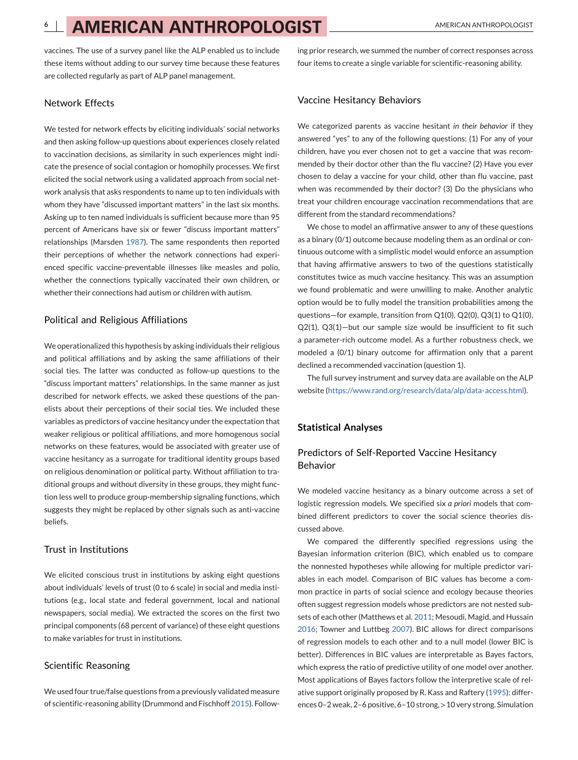vaccines. The use of a survey panel like the ALP enabled us to include these items without adding to our survey time because these features are collected regularly as part of ALP panel management.

### Network Effects

We tested for network effects by eliciting individuals' social networks and then asking follow-up questions about experiences closely related to vaccination decisions, as similarity in such experiences might indicate the presence of social contagion or homophily processes. We first elicited the social network using a validated approach from social network analysis that asks respondents to name up to ten individuals with whom they have "discussed important matters" in the last six months. Asking up to ten named individuals is sufficient because more than 95 percent of Americans have six or fewer "discuss important matters" relationships (Marsden 1987). The same respondents then reported their perceptions of whether the network connections had experienced specific vaccine-preventable illnesses like measles and polio, whether the connections typically vaccinated their own children, or whether their connections had autism or children with autism.

### Political and Religious Affiliations

We operationalized this hypothesis by asking individuals their religious and political affiliations and by asking the same affiliations of their social ties. The latter was conducted as follow-up questions to the "discuss important matters" relationships. In the same manner as just described for network effects, we asked these questions of the panelists about their perceptions of their social ties. We included these variables as predictors of vaccine hesitancy under the expectation that weaker religious or political affiliations, and more homogenous social networks on these features, would be associated with greater use of vaccine hesitancy as a surrogate for traditional identity groups based on religious denomination or political party. Without affiliation to traditional groups and without diversity in these groups, they might function less well to produce group-membership signaling functions, which suggests they might be replaced by other signals such as anti-vaccine beliefs.

### Trust in Institutions

We elicited conscious trust in institutions by asking eight questions about individuals' levels of trust (0 to 6 scale) in social and media institutions (e.g., local state and federal government, local and national newspapers, social media). We extracted the scores on the first two principal components (68 percent of variance) of these eight questions to make variables for trust in institutions.

### Scientific Reasoning

We used four true/false questions from a previously validated measure of scientific-reasoning ability (Drummond and Fischhoff 2015). Following prior research, we summed the number of correct responses across four items to create a single variable for scientific-reasoning ability.

### Vaccine Hesitancy Behaviors

We categorized parents as vaccine hesitant *in their behavior* if they answered "yes" to any of the following questions: (1) For any of your children, have you ever chosen not to get a vaccine that was recommended by their doctor other than the flu vaccine? (2) Have you ever chosen to delay a vaccine for your child, other than flu vaccine, past when was recommended by their doctor? (3) Do the physicians who treat your children encourage vaccination recommendations that are different from the standard recommendations?

We chose to model an affirmative answer to any of these questions as a binary (0/1) outcome because modeling them as an ordinal or continuous outcome with a simplistic model would enforce an assumption that having affirmative answers to two of the questions statistically constitutes twice as much vaccine hesitancy. This was an assumption we found problematic and were unwilling to make. Another analytic option would be to fully model the transition probabilities among the questions—for example, transition from Q1(0), Q2(0), Q3(1) to Q1(0), Q2(1), Q3(1)—but our sample size would be insufficient to fit such a parameter-rich outcome model. As a further robustness check, we modeled a (0/1) binary outcome for affirmation only that a parent declined a recommended vaccination (question 1).

The full survey instrument and survey data are available on the ALP website (https://www.rand.org/research/data/alp/data-access.html).

## Statistical Analyses

### Predictors of Self-Reported Vaccine Hesitancy Behavior

We modeled vaccine hesitancy as a binary outcome across a set of logistic regression models. We specified six *a priori* models that combined different predictors to cover the social science theories discussed above.

We compared the differently specified regressions using the Bayesian information criterion (BIC), which enabled us to compare the nonnested hypotheses while allowing for multiple predictor variables in each model. Comparison of BIC values has become a common practice in parts of social science and ecology because theories often suggest regression models whose predictors are not nested subsets of each other (Matthews et al. 2011; Mesoudi, Magid, and Hussain 2016; Towner and Luttbeg 2007). BIC allows for direct comparisons of regression models to each other and to a null model (lower BIC is better). Differences in BIC values are interpretable as Bayes factors, which express the ratio of predictive utility of one model over another. Most applications of Bayes factors follow the interpretive scale of relative support originally proposed by R. Kass and Raftery (1995): differences 0–2 weak, 2–6 positive, 6–10 strong, >10 very strong. Simulation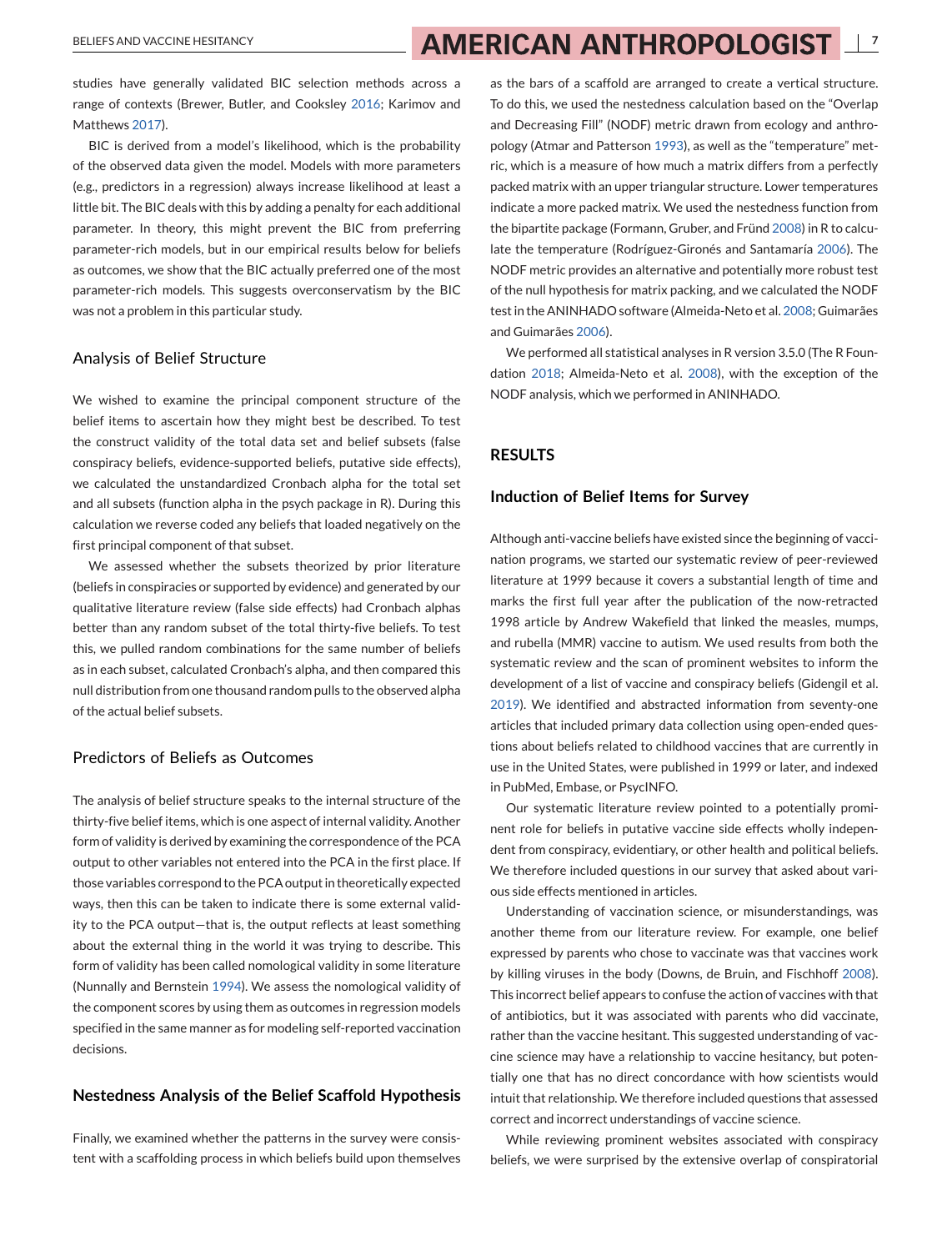studies have generally validated BIC selection methods across a range of contexts (Brewer, Butler, and Cooksley 2016; Karimov and Matthews 2017).

BIC is derived from a model's likelihood, which is the probability of the observed data given the model. Models with more parameters (e.g., predictors in a regression) always increase likelihood at least a little bit. The BIC deals with this by adding a penalty for each additional parameter. In theory, this might prevent the BIC from preferring parameter-rich models, but in our empirical results below for beliefs as outcomes, we show that the BIC actually preferred one of the most parameter-rich models. This suggests overconservatism by the BIC was not a problem in this particular study.

### Analysis of Belief Structure

We wished to examine the principal component structure of the belief items to ascertain how they might best be described. To test the construct validity of the total data set and belief subsets (false conspiracy beliefs, evidence-supported beliefs, putative side effects), we calculated the unstandardized Cronbach alpha for the total set and all subsets (function alpha in the psych package in R). During this calculation we reverse coded any beliefs that loaded negatively on the first principal component of that subset.

We assessed whether the subsets theorized by prior literature (beliefs in conspiracies or supported by evidence) and generated by our qualitative literature review (false side effects) had Cronbach alphas better than any random subset of the total thirty-five beliefs. To test this, we pulled random combinations for the same number of beliefs as in each subset, calculated Cronbach's alpha, and then compared this null distribution from one thousand random pulls to the observed alpha of the actual belief subsets.

### Predictors of Beliefs as Outcomes

The analysis of belief structure speaks to the internal structure of the thirty-five belief items, which is one aspect of internal validity. Another form of validity is derived by examining the correspondence of the PCA output to other variables not entered into the PCA in the first place. If those variables correspond to the PCA output in theoretically expected ways, then this can be taken to indicate there is some external validity to the PCA output—that is, the output reflects at least something about the external thing in the world it was trying to describe. This form of validity has been called nomological validity in some literature (Nunnally and Bernstein 1994). We assess the nomological validity of the component scores by using them as outcomes in regression models specified in the same manner as for modeling self-reported vaccination decisions.

### Nestedness Analysis of the Belief Scaffold Hypothesis

Finally, we examined whether the patterns in the survey were consistent with a scaffolding process in which beliefs build upon themselves as the bars of a scaffold are arranged to create a vertical structure. To do this, we used the nestedness calculation based on the "Overlap and Decreasing Fill" (NODF) metric drawn from ecology and anthropology (Atmar and Patterson 1993), as well as the "temperature" metric, which is a measure of how much a matrix differs from a perfectly packed matrix with an upper triangular structure. Lower temperatures indicate a more packed matrix. We used the nestedness function from the bipartite package (Formann, Gruber, and Fründ 2008) in R to calculate the temperature (Rodríguez-Gironés and Santamaría 2006). The NODF metric provides an alternative and potentially more robust test of the null hypothesis for matrix packing, and we calculated the NODF test in the ANINHADO software (Almeida-Neto et al. 2008; Guimarães and Guimarães 2006).

We performed all statistical analyses in R version 3.5.0 (The R Foundation 2018; Almeida-Neto et al. 2008), with the exception of the NODF analysis, which we performed in ANINHADO.

## RESULTS

### Induction of Belief Items for Survey

Although anti-vaccine beliefs have existed since the beginning of vaccination programs, we started our systematic review of peer-reviewed literature at 1999 because it covers a substantial length of time and marks the first full year after the publication of the now-retracted 1998 article by Andrew Wakefield that linked the measles, mumps, and rubella (MMR) vaccine to autism. We used results from both the systematic review and the scan of prominent websites to inform the development of a list of vaccine and conspiracy beliefs (Gidengil et al. 2019). We identified and abstracted information from seventy-one articles that included primary data collection using open-ended questions about beliefs related to childhood vaccines that are currently in use in the United States, were published in 1999 or later, and indexed in PubMed, Embase, or PsycINFO.

Our systematic literature review pointed to a potentially prominent role for beliefs in putative vaccine side effects wholly independent from conspiracy, evidentiary, or other health and political beliefs. We therefore included questions in our survey that asked about various side effects mentioned in articles.

Understanding of vaccination science, or misunderstandings, was another theme from our literature review. For example, one belief expressed by parents who chose to vaccinate was that vaccines work by killing viruses in the body (Downs, de Bruin, and Fischhoff 2008). This incorrect belief appears to confuse the action of vaccines with that of antibiotics, but it was associated with parents who did vaccinate, rather than the vaccine hesitant. This suggested understanding of vaccine science may have a relationship to vaccine hesitancy, but potentially one that has no direct concordance with how scientists would intuit that relationship. We therefore included questions that assessed correct and incorrect understandings of vaccine science.

While reviewing prominent websites associated with conspiracy beliefs, we were surprised by the extensive overlap of conspiratorial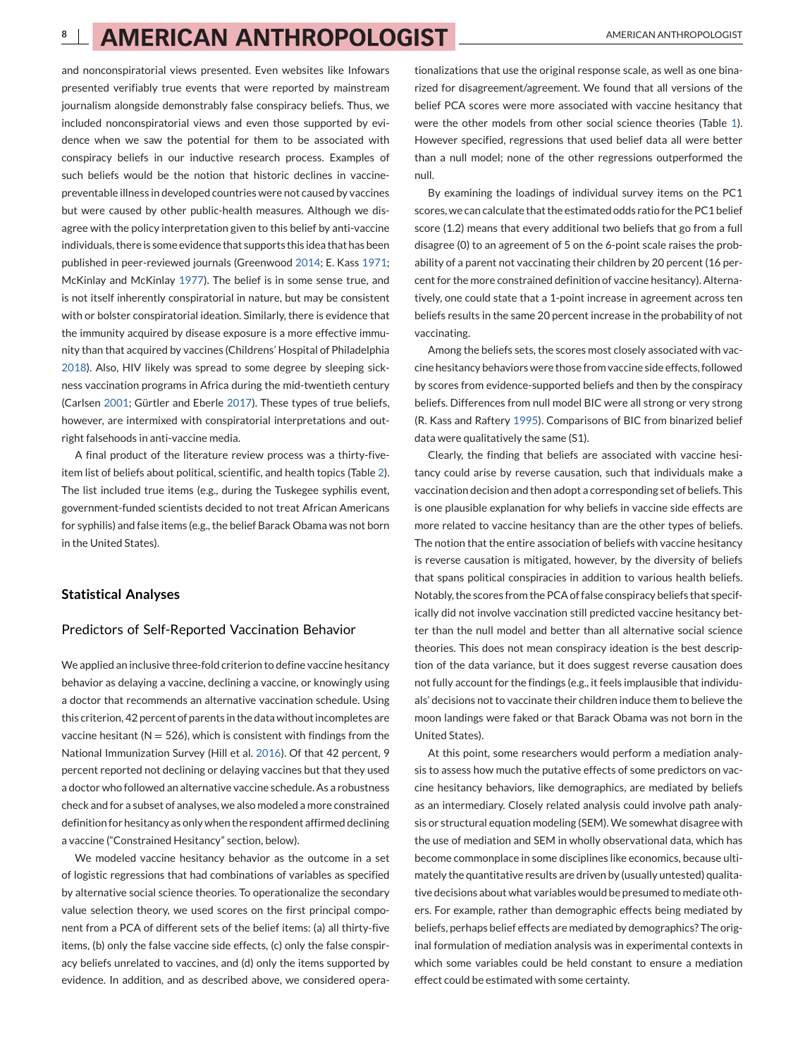and nonconspiratorial views presented. Even websites like Infowars presented verifiably true events that were reported by mainstream journalism alongside demonstrably false conspiracy beliefs. Thus, we included nonconspiratorial views and even those supported by evidence when we saw the potential for them to be associated with conspiracy beliefs in our inductive research process. Examples of such beliefs would be the notion that historic declines in vaccine-preventable illness in developed countries were not caused by vaccines but were caused by other public-health measures. Although we disagree with the policy interpretation given to this belief by anti-vaccine individuals, there is some evidence that supports this idea that has been published in peer-reviewed journals (Greenwood 2014; E. Kass 1971; McKinlay and McKinlay 1977). The belief is in some sense true, and is not itself inherently conspiratorial in nature, but may be consistent with or bolster conspiratorial ideation. Similarly, there is evidence that the immunity acquired by disease exposure is a more effective immunity than that acquired by vaccines (Childrens' Hospital of Philadelphia 2018). Also, HIV likely was spread to some degree by sleeping sickness vaccination programs in Africa during the mid-twentieth century (Carlsen 2001; Gürtler and Eberle 2017). These types of true beliefs, however, are intermixed with conspiratorial interpretations and outright falsehoods in anti-vaccine media.

A final product of the literature review process was a thirty-five-item list of beliefs about political, scientific, and health topics (Table 2). The list included true items (e.g., during the Tuskegee syphilis event, government-funded scientists decided to not treat African Americans for syphilis) and false items (e.g., the belief Barack Obama was not born in the United States).

## Statistical Analyses

### Predictors of Self-Reported Vaccination Behavior

We applied an inclusive three-fold criterion to define vaccine hesitancy behavior as delaying a vaccine, declining a vaccine, or knowingly using a doctor that recommends an alternative vaccination schedule. Using this criterion, 42 percent of parents in the data without incompletes are vaccine hesitant (N = 526), which is consistent with findings from the National Immunization Survey (Hill et al. 2016). Of that 42 percent, 9 percent reported not declining or delaying vaccines but that they used a doctor who followed an alternative vaccine schedule. As a robustness check and for a subset of analyses, we also modeled a more constrained definition for hesitancy as only when the respondent affirmed declining a vaccine ("Constrained Hesitancy" section, below).

We modeled vaccine hesitancy behavior as the outcome in a set of logistic regressions that had combinations of variables as specified by alternative social science theories. To operationalize the secondary value selection theory, we used scores on the first principal component from a PCA of different sets of the belief items: (a) all thirty-five items, (b) only the false vaccine side effects, (c) only the false conspiracy beliefs unrelated to vaccines, and (d) only the items supported by evidence. In addition, and as described above, we considered operationalizations that use the original response scale, as well as one binarized for disagreement/agreement. We found that all versions of the belief PCA scores were more associated with vaccine hesitancy that were the other models from other social science theories (Table 1). However specified, regressions that used belief data all were better than a null model; none of the other regressions outperformed the null.

By examining the loadings of individual survey items on the PC1 scores, we can calculate that the estimated odds ratio for the PC1 belief score (1.2) means that every additional two beliefs that go from a full disagree (0) to an agreement of 5 on the 6-point scale raises the probability of a parent not vaccinating their children by 20 percent (16 percent for the more constrained definition of vaccine hesitancy). Alternatively, one could state that a 1-point increase in agreement across ten beliefs results in the same 20 percent increase in the probability of not vaccinating.

Among the beliefs sets, the scores most closely associated with vaccine hesitancy behaviors were those from vaccine side effects, followed by scores from evidence-supported beliefs and then by the conspiracy beliefs. Differences from null model BIC were all strong or very strong (R. Kass and Raftery 1995). Comparisons of BIC from binarized belief data were qualitatively the same (S1).

Clearly, the finding that beliefs are associated with vaccine hesitancy could arise by reverse causation, such that individuals make a vaccination decision and then adopt a corresponding set of beliefs. This is one plausible explanation for why beliefs in vaccine side effects are more related to vaccine hesitancy than are the other types of beliefs. The notion that the entire association of beliefs with vaccine hesitancy is reverse causation is mitigated, however, by the diversity of beliefs that spans political conspiracies in addition to various health beliefs. Notably, the scores from the PCA of false conspiracy beliefs that specifically did not involve vaccination still predicted vaccine hesitancy better than the null model and better than all alternative social science theories. This does not mean conspiracy ideation is the best description of the data variance, but it does suggest reverse causation does not fully account for the findings (e.g., it feels implausible that individuals' decisions not to vaccinate their children induce them to believe the moon landings were faked or that Barack Obama was not born in the United States).

At this point, some researchers would perform a mediation analysis to assess how much the putative effects of some predictors on vaccine hesitancy behaviors, like demographics, are mediated by beliefs as an intermediary. Closely related analysis could involve path analysis or structural equation modeling (SEM). We somewhat disagree with the use of mediation and SEM in wholly observational data, which has become commonplace in some disciplines like economics, because ultimately the quantitative results are driven by (usually untested) qualitative decisions about what variables would be presumed to mediate others. For example, rather than demographic effects being mediated by beliefs, perhaps belief effects are mediated by demographics? The original formulation of mediation analysis was in experimental contexts in which some variables could be held constant to ensure a mediation effect could be estimated with some certainty.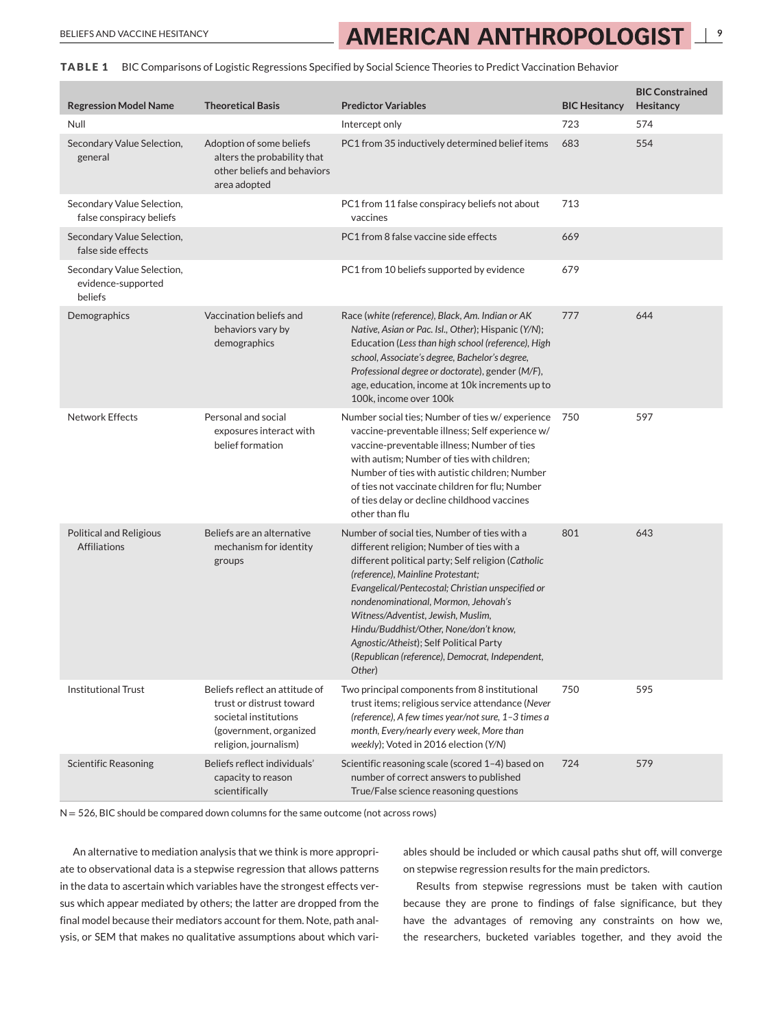**TABLE 1** BIC Comparisons of Logistic Regressions Specified by Social Science Theories to Predict Vaccination Behavior

| Regression Model Name | Theoretical Basis | Predictor Variables | BIC Hesitancy | BIC Constrained Hesitancy |
|---|---|---|---|---|
| Null | | Intercept only | 723 | 574 |
| Secondary Value Selection, general | Adoption of some beliefs alters the probability that other beliefs and behaviors area adopted | PC1 from 35 inductively determined belief items | 683 | 554 |
| Secondary Value Selection, false conspiracy beliefs | | PC1 from 11 false conspiracy beliefs not about vaccines | 713 | |
| Secondary Value Selection, false side effects | | PC1 from 8 false vaccine side effects | 669 | |
| Secondary Value Selection, evidence-supported beliefs | | PC1 from 10 beliefs supported by evidence | 679 | |
| Demographics | Vaccination beliefs and behaviors vary by demographics | Race (*white (reference), Black, Am. Indian or AK Native, Asian or Pac. Isl., Other*); Hispanic (*Y/N*); Education (*Less than high school (reference), High school, Associate's degree, Bachelor's degree, Professional degree or doctorate*), gender (*M/F*), age, education, income at 10k increments up to 100k, income over 100k | 777 | 644 |
| Network Effects | Personal and social exposures interact with belief formation | Number social ties; Number of ties w/ experience vaccine-preventable illness; Self experience w/ vaccine-preventable illness; Number of ties with autism; Number of ties with children; Number of ties with autistic children; Number of ties not vaccinate children for flu; Number of ties delay or decline childhood vaccines other than flu | 750 | 597 |
| Political and Religious Affiliations | Beliefs are an alternative mechanism for identity groups | Number of social ties, Number of ties with a different religion; Number of ties with a different political party; Self religion (*Catholic (reference), Mainline Protestant; Evangelical/Pentecostal; Christian unspecified or nondenominational, Mormon, Jehovah's Witness/Adventist, Jewish, Muslim, Hindu/Buddhist/Other, None/don't know, Agnostic/Atheist*); Self Political Party (*Republican (reference), Democrat, Independent, Other*) | 801 | 643 |
| Institutional Trust | Beliefs reflect an attitude of trust or distrust toward societal institutions (government, organized religion, journalism) | Two principal components from 8 institutional trust items; religious service attendance (*Never (reference), A few times year/not sure, 1–3 times a month, Every/nearly every week, More than weekly*); Voted in 2016 election (*Y/N*) | 750 | 595 |
| Scientific Reasoning | Beliefs reflect individuals' capacity to reason scientifically | Scientific reasoning scale (scored 1–4) based on number of correct answers to published True/False science reasoning questions | 724 | 579 |

N = 526, BIC should be compared down columns for the same outcome (not across rows)

An alternative to mediation analysis that we think is more appropriate to observational data is a stepwise regression that allows patterns in the data to ascertain which variables have the strongest effects versus which appear mediated by others; the latter are dropped from the final model because their mediators account for them. Note, path analysis, or SEM that makes no qualitative assumptions about which variables should be included or which causal paths shut off, will converge on stepwise regression results for the main predictors.

Results from stepwise regressions must be taken with caution because they are prone to findings of false significance, but they have the advantages of removing any constraints on how we, the researchers, bucketed variables together, and they avoid the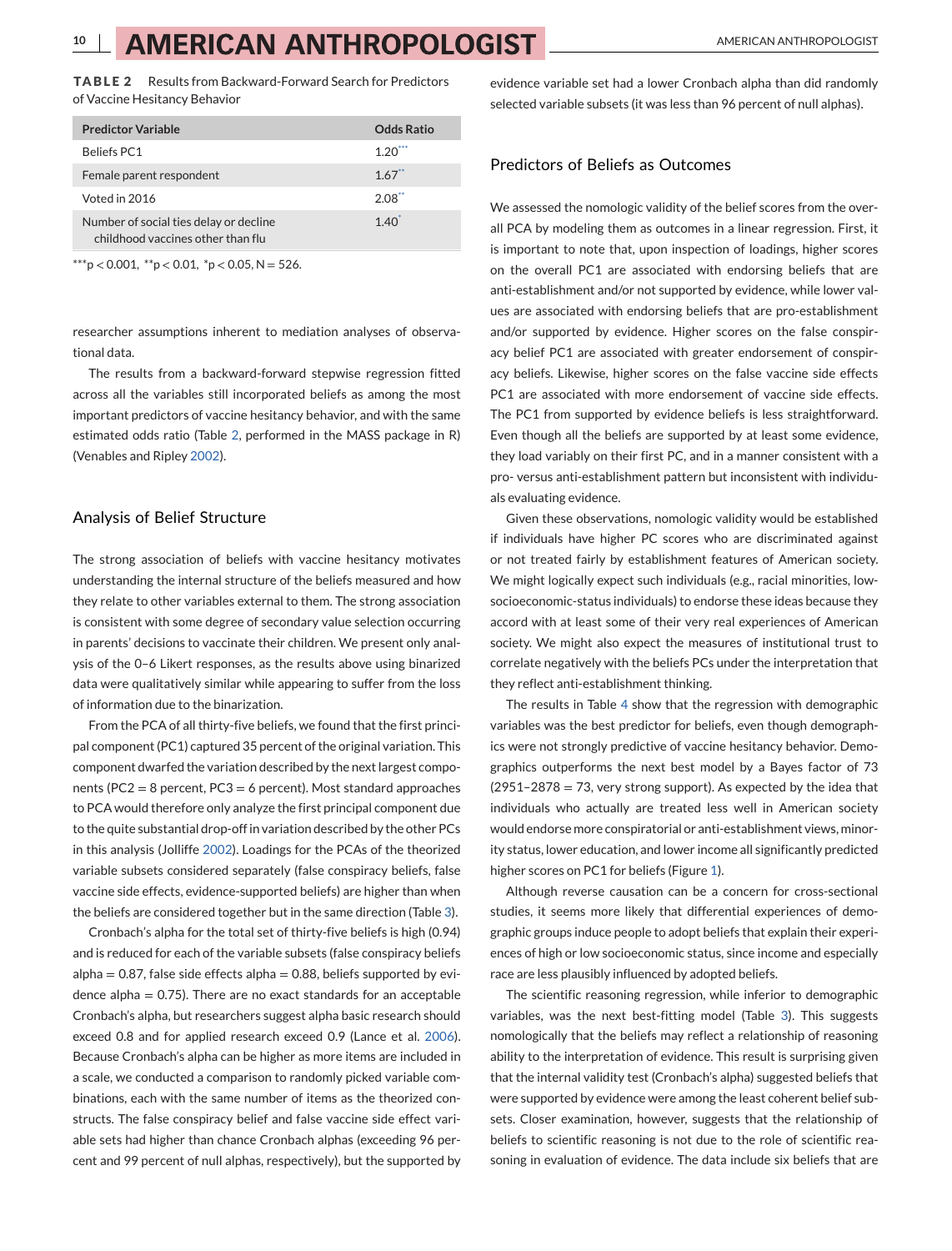**TABLE 2** Results from Backward-Forward Search for Predictors of Vaccine Hesitancy Behavior

| Predictor Variable | Odds Ratio |
|---|---|
| Beliefs PC1 | 1.20*** |
| Female parent respondent | 1.67** |
| Voted in 2016 | 2.08** |
| Number of social ties delay or decline childhood vaccines other than flu | 1.40* |

***$p < 0.001$, **$p < 0.01$, *$p < 0.05$, N = 526.

researcher assumptions inherent to mediation analyses of observational data.

The results from a backward-forward stepwise regression fitted across all the variables still incorporated beliefs as among the most important predictors of vaccine hesitancy behavior, and with the same estimated odds ratio (Table 2, performed in the MASS package in R) (Venables and Ripley 2002).

## Analysis of Belief Structure

The strong association of beliefs with vaccine hesitancy motivates understanding the internal structure of the beliefs measured and how they relate to other variables external to them. The strong association is consistent with some degree of secondary value selection occurring in parents' decisions to vaccinate their children. We present only analysis of the 0–6 Likert responses, as the results above using binarized data were qualitatively similar while appearing to suffer from the loss of information due to the binarization.

From the PCA of all thirty-five beliefs, we found that the first principal component (PC1) captured 35 percent of the original variation. This component dwarfed the variation described by the next largest components (PC2 = 8 percent, PC3 = 6 percent). Most standard approaches to PCA would therefore only analyze the first principal component due to the quite substantial drop-off in variation described by the other PCs in this analysis (Jolliffe 2002). Loadings for the PCAs of the theorized variable subsets considered separately (false conspiracy beliefs, false vaccine side effects, evidence-supported beliefs) are higher than when the beliefs are considered together but in the same direction (Table 3).

Cronbach's alpha for the total set of thirty-five beliefs is high (0.94) and is reduced for each of the variable subsets (false conspiracy beliefs alpha = 0.87, false side effects alpha = 0.88, beliefs supported by evidence alpha = 0.75). There are no exact standards for an acceptable Cronbach's alpha, but researchers suggest alpha basic research should exceed 0.8 and for applied research exceed 0.9 (Lance et al. 2006). Because Cronbach's alpha can be higher as more items are included in a scale, we conducted a comparison to randomly picked variable combinations, each with the same number of items as the theorized constructs. The false conspiracy belief and false vaccine side effect variable sets had higher than chance Cronbach alphas (exceeding 96 percent and 99 percent of null alphas, respectively), but the supported by evidence variable set had a lower Cronbach alpha than did randomly selected variable subsets (it was less than 96 percent of null alphas).

## Predictors of Beliefs as Outcomes

We assessed the nomologic validity of the belief scores from the overall PCA by modeling them as outcomes in a linear regression. First, it is important to note that, upon inspection of loadings, higher scores on the overall PC1 are associated with endorsing beliefs that are anti-establishment and/or not supported by evidence, while lower values are associated with endorsing beliefs that are pro-establishment and/or supported by evidence. Higher scores on the false conspiracy belief PC1 are associated with greater endorsement of conspiracy beliefs. Likewise, higher scores on the false vaccine side effects PC1 are associated with more endorsement of vaccine side effects. The PC1 from supported by evidence beliefs is less straightforward. Even though all the beliefs are supported by at least some evidence, they load variably on their first PC, and in a manner consistent with a pro- versus anti-establishment pattern but inconsistent with individuals evaluating evidence.

Given these observations, nomologic validity would be established if individuals have higher PC scores who are discriminated against or not treated fairly by establishment features of American society. We might logically expect such individuals (e.g., racial minorities, low-socioeconomic-status individuals) to endorse these ideas because they accord with at least some of their very real experiences of American society. We might also expect the measures of institutional trust to correlate negatively with the beliefs PCs under the interpretation that they reflect anti-establishment thinking.

The results in Table 4 show that the regression with demographic variables was the best predictor for beliefs, even though demographics were not strongly predictive of vaccine hesitancy behavior. Demographics outperforms the next best model by a Bayes factor of 73 (2951 − 2878 = 73, very strong support). As expected by the idea that individuals who actually are treated less well in American society would endorse more conspiratorial or anti-establishment views, minority status, lower education, and lower income all significantly predicted higher scores on PC1 for beliefs (Figure 1).

Although reverse causation can be a concern for cross-sectional studies, it seems more likely that differential experiences of demographic groups induce people to adopt beliefs that explain their experiences of high or low socioeconomic status, since income and especially race are less plausibly influenced by adopted beliefs.

The scientific reasoning regression, while inferior to demographic variables, was the next best-fitting model (Table 3). This suggests nomologically that the beliefs may reflect a relationship of reasoning ability to the interpretation of evidence. This result is surprising given that the internal validity test (Cronbach's alpha) suggested beliefs that were supported by evidence were among the least coherent belief subsets. Closer examination, however, suggests that the relationship of beliefs to scientific reasoning is not due to the role of scientific reasoning in evaluation of evidence. The data include six beliefs that are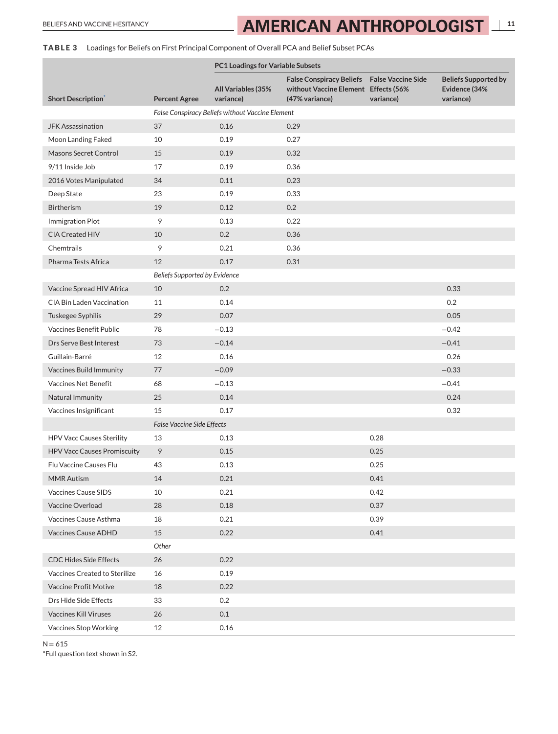**TABLE 3** Loadings for Beliefs on First Principal Component of Overall PCA and Belief Subset PCAs

| Short Description* | Percent Agree | PC1 Loadings for Variable Subsets | | | |
|---|---|---|---|---|---|
| | | All Variables (35% variance) | False Conspiracy Beliefs without Vaccine Element (47% variance) | False Vaccine Side Effects (56% variance) | Beliefs Supported by Evidence (34% variance) |
| | *False Conspiracy Beliefs without Vaccine Element* | | | | |
| JFK Assassination | 37 | 0.16 | 0.29 | | |
| Moon Landing Faked | 10 | 0.19 | 0.27 | | |
| Masons Secret Control | 15 | 0.19 | 0.32 | | |
| 9/11 Inside Job | 17 | 0.19 | 0.36 | | |
| 2016 Votes Manipulated | 34 | 0.11 | 0.23 | | |
| Deep State | 23 | 0.19 | 0.33 | | |
| Birtherism | 19 | 0.12 | 0.2 | | |
| Immigration Plot | 9 | 0.13 | 0.22 | | |
| CIA Created HIV | 10 | 0.2 | 0.36 | | |
| Chemtrails | 9 | 0.21 | 0.36 | | |
| Pharma Tests Africa | 12 | 0.17 | 0.31 | | |
| | *Beliefs Supported by Evidence* | | | | |
| Vaccine Spread HIV Africa | 10 | 0.2 | | | 0.33 |
| CIA Bin Laden Vaccination | 11 | 0.14 | | | 0.2 |
| Tuskegee Syphilis | 29 | 0.07 | | | 0.05 |
| Vaccines Benefit Public | 78 | −0.13 | | | −0.42 |
| Drs Serve Best Interest | 73 | −0.14 | | | −0.41 |
| Guillain-Barré | 12 | 0.16 | | | 0.26 |
| Vaccines Build Immunity | 77 | −0.09 | | | −0.33 |
| Vaccines Net Benefit | 68 | −0.13 | | | −0.41 |
| Natural Immunity | 25 | 0.14 | | | 0.24 |
| Vaccines Insignificant | 15 | 0.17 | | | 0.32 |
| | *False Vaccine Side Effects* | | | | |
| HPV Vacc Causes Sterility | 13 | 0.13 | | 0.28 | |
| HPV Vacc Causes Promiscuity | 9 | 0.15 | | 0.25 | |
| Flu Vaccine Causes Flu | 43 | 0.13 | | 0.25 | |
| MMR Autism | 14 | 0.21 | | 0.41 | |
| Vaccines Cause SIDS | 10 | 0.21 | | 0.42 | |
| Vaccine Overload | 28 | 0.18 | | 0.37 | |
| Vaccines Cause Asthma | 18 | 0.21 | | 0.39 | |
| Vaccines Cause ADHD | 15 | 0.22 | | 0.41 | |
| | *Other* | | | | |
| CDC Hides Side Effects | 26 | 0.22 | | | |
| Vaccines Created to Sterilize | 16 | 0.19 | | | |
| Vaccine Profit Motive | 18 | 0.22 | | | |
| Drs Hide Side Effects | 33 | 0.2 | | | |
| Vaccines Kill Viruses | 26 | 0.1 | | | |
| Vaccines Stop Working | 12 | 0.16 | | | |

N = 615

*Full question text shown in S2.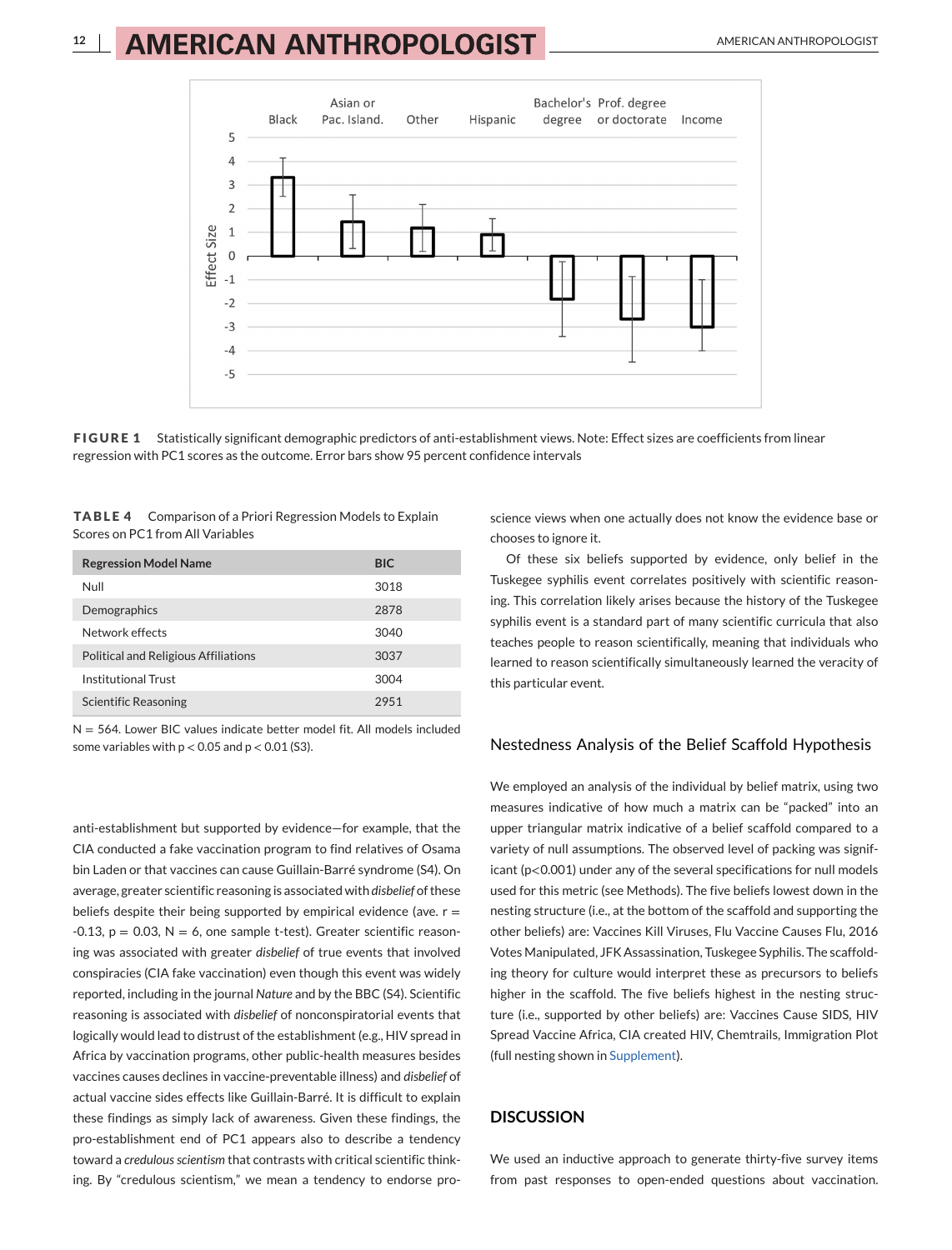FIGURE 1 Statistically significant demographic predictors of anti-establishment views. Note: Effect sizes are coefficients from linear regression with PC1 scores as the outcome. Error bars show 95 percent confidence intervals

**TABLE 4** Comparison of a Priori Regression Models to Explain Scores on PC1 from All Variables

| Regression Model Name | BIC |
|---|---|
| Null | 3018 |
| Demographics | 2878 |
| Network effects | 3040 |
| Political and Religious Affiliations | 3037 |
| Institutional Trust | 3004 |
| Scientific Reasoning | 2951 |

N = 564. Lower BIC values indicate better model fit. All models included some variables with $p < 0.05$ and $p < 0.01$ (S3).

anti-establishment but supported by evidence—for example, that the CIA conducted a fake vaccination program to find relatives of Osama bin Laden or that vaccines can cause Guillain-Barré syndrome (S4). On average, greater scientific reasoning is associated with *disbelief* of these beliefs despite their being supported by empirical evidence (ave. $r = -0.13$, $p = 0.03$, $N = 6$, one sample t-test). Greater scientific reasoning was associated with greater *disbelief* of true events that involved conspiracies (CIA fake vaccination) even though this event was widely reported, including in the journal *Nature* and by the BBC (S4). Scientific reasoning is associated with *disbelief* of nonconspiratorial events that logically would lead to distrust of the establishment (e.g., HIV spread in Africa by vaccination programs, other public-health measures besides vaccines causes declines in vaccine-preventable illness) and *disbelief* of actual vaccine sides effects like Guillain-Barré. It is difficult to explain these findings as simply lack of awareness. Given these findings, the pro-establishment end of PC1 appears also to describe a tendency toward a *credulous scientism* that contrasts with critical scientific thinking. By "credulous scientism," we mean a tendency to endorse pro-science views when one actually does not know the evidence base or chooses to ignore it.

Of these six beliefs supported by evidence, only belief in the Tuskegee syphilis event correlates positively with scientific reasoning. This correlation likely arises because the history of the Tuskegee syphilis event is a standard part of many scientific curricula that also teaches people to reason scientifically, meaning that individuals who learned to reason scientifically simultaneously learned the veracity of this particular event.

### Nestedness Analysis of the Belief Scaffold Hypothesis

We employed an analysis of the individual by belief matrix, using two measures indicative of how much a matrix can be "packed" into an upper triangular matrix indicative of a belief scaffold compared to a variety of null assumptions. The observed level of packing was significant ($p<0.001$) under any of the several specifications for null models used for this metric (see Methods). The five beliefs lowest down in the nesting structure (i.e., at the bottom of the scaffold and supporting the other beliefs) are: Vaccines Kill Viruses, Flu Vaccine Causes Flu, 2016 Votes Manipulated, JFK Assassination, Tuskegee Syphilis. The scaffolding theory for culture would interpret these as precursors to beliefs higher in the scaffold. The five beliefs highest in the nesting structure (i.e., supported by other beliefs) are: Vaccines Cause SIDS, HIV Spread Vaccine Africa, CIA created HIV, Chemtrails, Immigration Plot (full nesting shown in Supplement).

## DISCUSSION

We used an inductive approach to generate thirty-five survey items from past responses to open-ended questions about vaccination.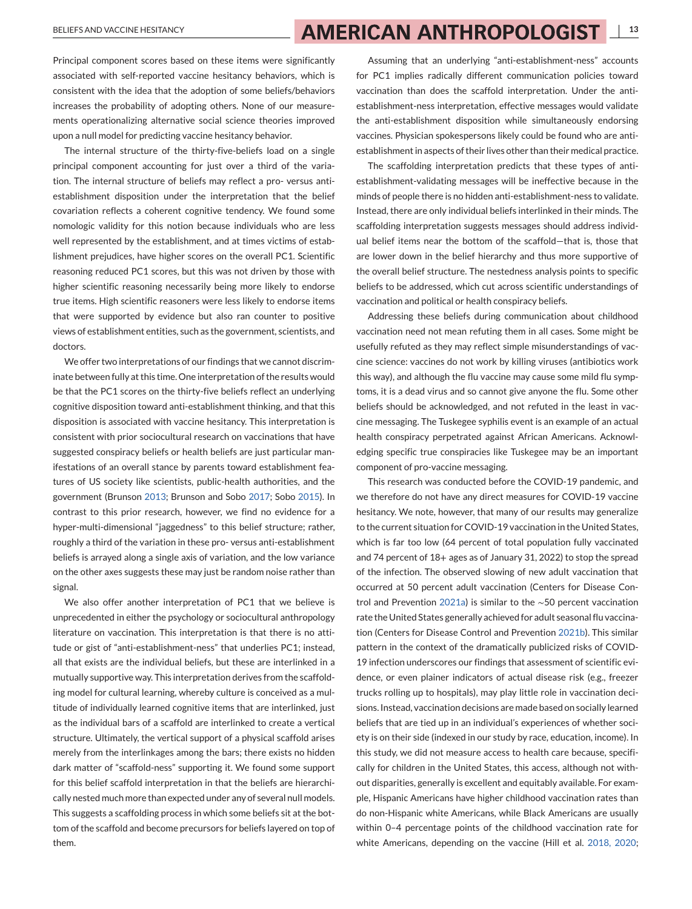Principal component scores based on these items were significantly associated with self-reported vaccine hesitancy behaviors, which is consistent with the idea that the adoption of some beliefs/behaviors increases the probability of adopting others. None of our measurements operationalizing alternative social science theories improved upon a null model for predicting vaccine hesitancy behavior.

The internal structure of the thirty-five-beliefs load on a single principal component accounting for just over a third of the variation. The internal structure of beliefs may reflect a pro- versus anti-establishment disposition under the interpretation that the belief covariation reflects a coherent cognitive tendency. We found some nomologic validity for this notion because individuals who are less well represented by the establishment, and at times victims of establishment prejudices, have higher scores on the overall PC1. Scientific reasoning reduced PC1 scores, but this was not driven by those with higher scientific reasoning necessarily being more likely to endorse true items. High scientific reasoners were less likely to endorse items that were supported by evidence but also ran counter to positive views of establishment entities, such as the government, scientists, and doctors.

We offer two interpretations of our findings that we cannot discriminate between fully at this time. One interpretation of the results would be that the PC1 scores on the thirty-five beliefs reflect an underlying cognitive disposition toward anti-establishment thinking, and that this disposition is associated with vaccine hesitancy. This interpretation is consistent with prior sociocultural research on vaccinations that have suggested conspiracy beliefs or health beliefs are just particular manifestations of an overall stance by parents toward establishment features of US society like scientists, public-health authorities, and the government (Brunson 2013; Brunson and Sobo 2017; Sobo 2015). In contrast to this prior research, however, we find no evidence for a hyper-multi-dimensional "jaggedness" to this belief structure; rather, roughly a third of the variation in these pro- versus anti-establishment beliefs is arrayed along a single axis of variation, and the low variance on the other axes suggests these may just be random noise rather than signal.

We also offer another interpretation of PC1 that we believe is unprecedented in either the psychology or sociocultural anthropology literature on vaccination. This interpretation is that there is no attitude or gist of "anti-establishment-ness" that underlies PC1; instead, all that exists are the individual beliefs, but these are interlinked in a mutually supportive way. This interpretation derives from the scaffolding model for cultural learning, whereby culture is conceived as a multitude of individually learned cognitive items that are interlinked, just as the individual bars of a scaffold are interlinked to create a vertical structure. Ultimately, the vertical support of a physical scaffold arises merely from the interlinkages among the bars; there exists no hidden dark matter of "scaffold-ness" supporting it. We found some support for this belief scaffold interpretation in that the beliefs are hierarchically nested much more than expected under any of several null models. This suggests a scaffolding process in which some beliefs sit at the bottom of the scaffold and become precursors for beliefs layered on top of them.

Assuming that an underlying "anti-establishment-ness" accounts for PC1 implies radically different communication policies toward vaccination than does the scaffold interpretation. Under the anti-establishment-ness interpretation, effective messages would validate the anti-establishment disposition while simultaneously endorsing vaccines. Physician spokespersons likely could be found who are anti-establishment in aspects of their lives other than their medical practice.

The scaffolding interpretation predicts that these types of anti-establishment-validating messages will be ineffective because in the minds of people there is no hidden anti-establishment-ness to validate. Instead, there are only individual beliefs interlinked in their minds. The scaffolding interpretation suggests messages should address individual belief items near the bottom of the scaffold—that is, those that are lower down in the belief hierarchy and thus more supportive of the overall belief structure. The nestedness analysis points to specific beliefs to be addressed, which cut across scientific understandings of vaccination and political or health conspiracy beliefs.

Addressing these beliefs during communication about childhood vaccination need not mean refuting them in all cases. Some might be usefully refuted as they may reflect simple misunderstandings of vaccine science: vaccines do not work by killing viruses (antibiotics work this way), and although the flu vaccine may cause some mild flu symptoms, it is a dead virus and so cannot give anyone the flu. Some other beliefs should be acknowledged, and not refuted in the least in vaccine messaging. The Tuskegee syphilis event is an example of an actual health conspiracy perpetrated against African Americans. Acknowledging specific true conspiracies like Tuskegee may be an important component of pro-vaccine messaging.

This research was conducted before the COVID-19 pandemic, and we therefore do not have any direct measures for COVID-19 vaccine hesitancy. We note, however, that many of our results may generalize to the current situation for COVID-19 vaccination in the United States, which is far too low (64 percent of total population fully vaccinated and 74 percent of 18+ ages as of January 31, 2022) to stop the spread of the infection. The observed slowing of new adult vaccination that occurred at 50 percent adult vaccination (Centers for Disease Control and Prevention 2021a) is similar to the ~50 percent vaccination rate the United States generally achieved for adult seasonal flu vaccination (Centers for Disease Control and Prevention 2021b). This similar pattern in the context of the dramatically publicized risks of COVID-19 infection underscores our findings that assessment of scientific evidence, or even plainer indicators of actual disease risk (e.g., freezer trucks rolling up to hospitals), may play little role in vaccination decisions. Instead, vaccination decisions are made based on socially learned beliefs that are tied up in an individual's experiences of whether society is on their side (indexed in our study by race, education, income). In this study, we did not measure access to health care because, specifically for children in the United States, this access, although not without disparities, generally is excellent and equitably available. For example, Hispanic Americans have higher childhood vaccination rates than do non-Hispanic white Americans, while Black Americans are usually within 0–4 percentage points of the childhood vaccination rate for white Americans, depending on the vaccine (Hill et al. 2018, 2020;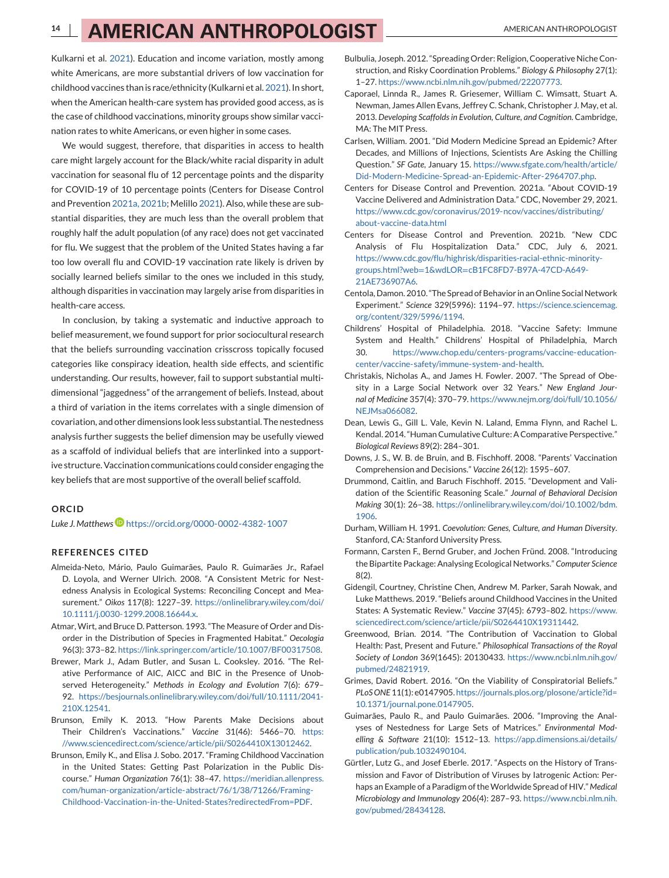Kulkarni et al. 2021). Education and income variation, mostly among white Americans, are more substantial drivers of low vaccination for childhood vaccines than is race/ethnicity (Kulkarni et al. 2021). In short, when the American health-care system has provided good access, as is the case of childhood vaccinations, minority groups show similar vaccination rates to white Americans, or even higher in some cases.

We would suggest, therefore, that disparities in access to health care might largely account for the Black/white racial disparity in adult vaccination for seasonal flu of 12 percentage points and the disparity for COVID-19 of 10 percentage points (Centers for Disease Control and Prevention 2021a, 2021b; Melillo 2021). Also, while these are substantial disparities, they are much less than the overall problem that roughly half the adult population (of any race) does not get vaccinated for flu. We suggest that the problem of the United States having a far too low overall flu and COVID-19 vaccination rate likely is driven by socially learned beliefs similar to the ones we included in this study, although disparities in vaccination may largely arise from disparities in health-care access.

In conclusion, by taking a systematic and inductive approach to belief measurement, we found support for prior sociocultural research that the beliefs surrounding vaccination crisscross topically focused categories like conspiracy ideation, health side effects, and scientific understanding. Our results, however, fail to support substantial multidimensional "jaggedness" of the arrangement of beliefs. Instead, about a third of variation in the items correlates with a single dimension of covariation, and other dimensions look less substantial. The nestedness analysis further suggests the belief dimension may be usefully viewed as a scaffold of individual beliefs that are interlinked into a supportive structure. Vaccination communications could consider engaging the key beliefs that are most supportive of the overall belief scaffold.

## ORCID

*Luke J. Matthews* https://orcid.org/0000-0002-4382-1007

## REFERENCES CITED

Almeida-Neto, Mário, Paulo Guimarães, Paulo R. Guimarães Jr., Rafael D. Loyola, and Werner Ulrich. 2008. "A Consistent Metric for Nestedness Analysis in Ecological Systems: Reconciling Concept and Measurement." *Oikos* 117(8): 1227–39. https://onlinelibrary.wiley.com/doi/10.1111/j.0030-1299.2008.16644.x.

Atmar, Wirt, and Bruce D. Patterson. 1993. "The Measure of Order and Disorder in the Distribution of Species in Fragmented Habitat." *Oecologia* 96(3): 373–82. https://link.springer.com/article/10.1007/BF00317508.

Brewer, Mark J., Adam Butler, and Susan L. Cooksley. 2016. "The Relative Performance of AIC, AICC and BIC in the Presence of Unobserved Heterogeneity." *Methods in Ecology and Evolution* 7(6): 679–92. https://besjournals.onlinelibrary.wiley.com/doi/full/10.1111/2041-210X.12541.

Brunson, Emily K. 2013. "How Parents Make Decisions about Their Children's Vaccinations." *Vaccine* 31(46): 5466–70. https://www.sciencedirect.com/science/article/pii/S0264410X13012462.

Brunson, Emily K., and Elisa J. Sobo. 2017. "Framing Childhood Vaccination in the United States: Getting Past Polarization in the Public Discourse." *Human Organization* 76(1): 38–47. https://meridian.allenpress.com/human-organization/article-abstract/76/1/38/71266/Framing-Childhood-Vaccination-in-the-United-States?redirectedFrom=PDF.

Bulbulia, Joseph. 2012. "Spreading Order: Religion, Cooperative Niche Construction, and Risky Coordination Problems." *Biology & Philosophy* 27(1): 1–27. https://www.ncbi.nlm.nih.gov/pubmed/22207773.

Caporael, Linnda R., James R. Griesemer, William C. Wimsatt, Stuart A. Newman, James Allen Evans, Jeffrey C. Schank, Christopher J. May, et al. 2013. *Developing Scaffolds in Evolution, Culture, and Cognition*. Cambridge, MA: The MIT Press.

Carlsen, William. 2001. "Did Modern Medicine Spread an Epidemic? After Decades, and Millions of Injections, Scientists Are Asking the Chilling Question." *SF Gate*, January 15. https://www.sfgate.com/health/article/Did-Modern-Medicine-Spread-an-Epidemic-After-2964707.php.

Centers for Disease Control and Prevention. 2021a. "About COVID-19 Vaccine Delivered and Administration Data." CDC, November 29, 2021. https://www.cdc.gov/coronavirus/2019-ncov/vaccines/distributing/about-vaccine-data.html

Centers for Disease Control and Prevention. 2021b. "New CDC Analysis of Flu Hospitalization Data." CDC, July 6, 2021. https://www.cdc.gov/flu/highrisk/disparities-racial-ethnic-minority-groups.html?web=1&wdLOR=cB1FC8FD7-B97A-47CD-A649-21AE736907A6.

Centola, Damon. 2010. "The Spread of Behavior in an Online Social Network Experiment." *Science* 329(5996): 1194–97. https://science.sciencemag.org/content/329/5996/1194.

Childrens' Hospital of Philadelphia. 2018. "Vaccine Safety: Immune System and Health." Childrens' Hospital of Philadelphia, March 30. https://www.chop.edu/centers-programs/vaccine-education-center/vaccine-safety/immune-system-and-health.

Christakis, Nicholas A., and James H. Fowler. 2007. "The Spread of Obesity in a Large Social Network over 32 Years." *New England Journal of Medicine* 357(4): 370–79. https://www.nejm.org/doi/full/10.1056/NEJMsa066082.

Dean, Lewis G., Gill L. Vale, Kevin N. Laland, Emma Flynn, and Rachel L. Kendal. 2014. "Human Cumulative Culture: A Comparative Perspective." *Biological Reviews* 89(2): 284–301.

Downs, J. S., W. B. de Bruin, and B. Fischhoff. 2008. "Parents' Vaccination Comprehension and Decisions." *Vaccine* 26(12): 1595–607.

Drummond, Caitlin, and Baruch Fischhoff. 2015. "Development and Validation of the Scientific Reasoning Scale." *Journal of Behavioral Decision Making* 30(1): 26–38. https://onlinelibrary.wiley.com/doi/10.1002/bdm.1906.

Durham, William H. 1991. *Coevolution: Genes, Culture, and Human Diversity*. Stanford, CA: Stanford University Press.

Formann, Carsten F., Bernd Gruber, and Jochen Fründ. 2008. "Introducing the Bipartite Package: Analysing Ecological Networks." *Computer Science* 8(2).

Gidengil, Courtney, Christine Chen, Andrew M. Parker, Sarah Nowak, and Luke Matthews. 2019. "Beliefs around Childhood Vaccines in the United States: A Systematic Review." *Vaccine* 37(45): 6793–802. https://www.sciencedirect.com/science/article/pii/S0264410X19311442.

Greenwood, Brian. 2014. "The Contribution of Vaccination to Global Health: Past, Present and Future." *Philosophical Transactions of the Royal Society of London* 369(1645): 20130433. https://www.ncbi.nlm.nih.gov/pubmed/24821919.

Grimes, David Robert. 2016. "On the Viability of Conspiratorial Beliefs." *PLoS ONE* 11(1): e0147905. https://journals.plos.org/plosone/article?id=10.1371/journal.pone.0147905.

Guimarães, Paulo R., and Paulo Guimarães. 2006. "Improving the Analyses of Nestedness for Large Sets of Matrices." *Environmental Modelling & Software* 21(10): 1512–13. https://app.dimensions.ai/details/publication/pub.1032490104.

Gürtler, Lutz G., and Josef Eberle. 2017. "Aspects on the History of Transmission and Favor of Distribution of Viruses by Iatrogenic Action: Perhaps an Example of a Paradigm of the Worldwide Spread of HIV." *Medical Microbiology and Immunology* 206(4): 287–93. https://www.ncbi.nlm.nih.gov/pubmed/28434128.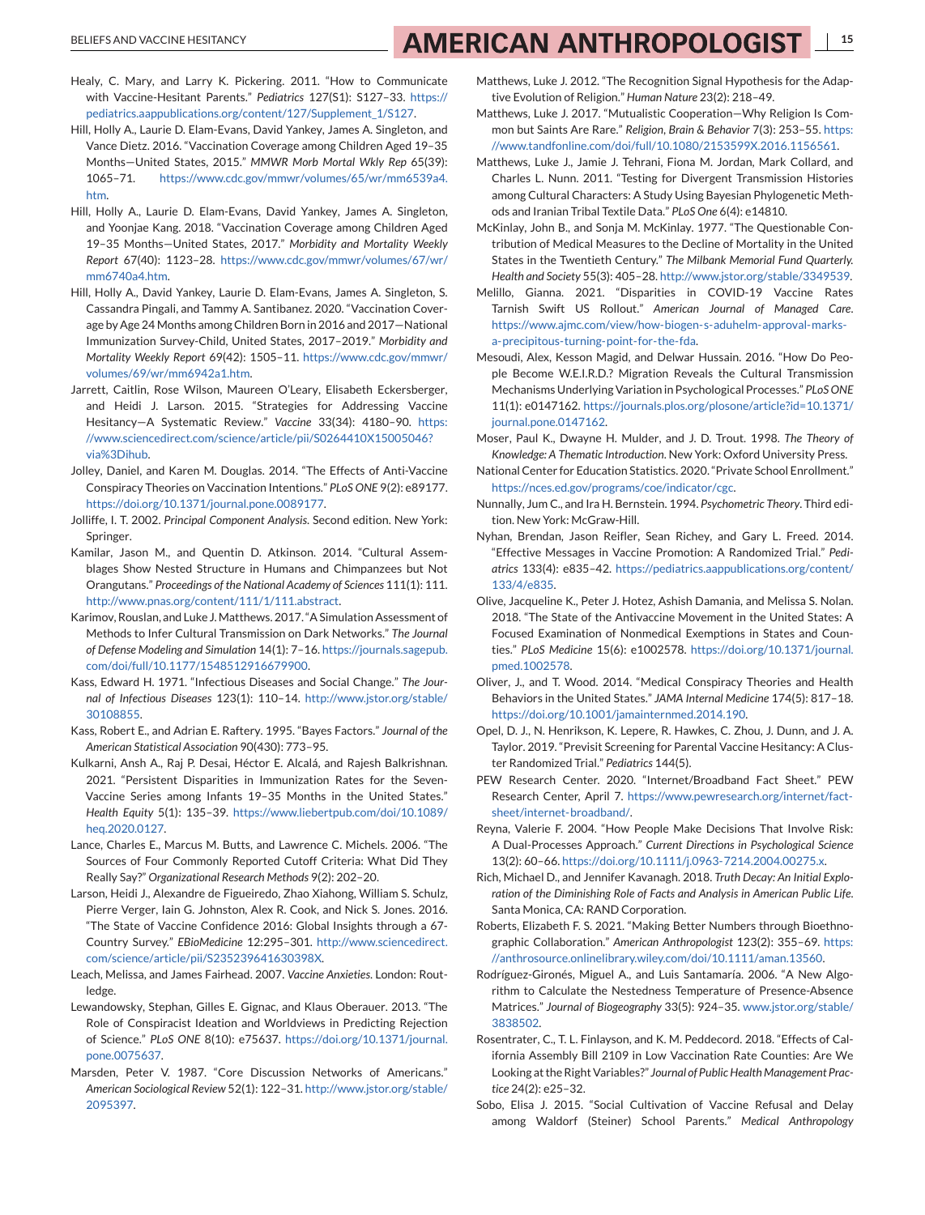Healy, C. Mary, and Larry K. Pickering. 2011. "How to Communicate with Vaccine-Hesitant Parents." *Pediatrics* 127(S1): S127–33. https://pediatrics.aappublications.org/content/127/Supplement_1/S127.

Hill, Holly A., Laurie D. Elam-Evans, David Yankey, James A. Singleton, and Vance Dietz. 2016. "Vaccination Coverage among Children Aged 19–35 Months—United States, 2015." *MMWR Morb Mortal Wkly Rep* 65(39): 1065–71. https://www.cdc.gov/mmwr/volumes/65/wr/mm6539a4.htm.

Hill, Holly A., Laurie D. Elam-Evans, David Yankey, James A. Singleton, and Yoonjae Kang. 2018. "Vaccination Coverage among Children Aged 19–35 Months—United States, 2017." *Morbidity and Mortality Weekly Report* 67(40): 1123–28. https://www.cdc.gov/mmwr/volumes/67/wr/mm6740a4.htm.

Hill, Holly A., David Yankey, Laurie D. Elam-Evans, James A. Singleton, S. Cassandra Pingali, and Tammy A. Santibanez. 2020. "Vaccination Coverage by Age 24 Months among Children Born in 2016 and 2017—National Immunization Survey-Child, United States, 2017–2019." *Morbidity and Mortality Weekly Report* 69(42): 1505–11. https://www.cdc.gov/mmwr/volumes/69/wr/mm6942a1.htm.

Jarrett, Caitlin, Rose Wilson, Maureen O'Leary, Elisabeth Eckersberger, and Heidi J. Larson. 2015. "Strategies for Addressing Vaccine Hesitancy—A Systematic Review." *Vaccine* 33(34): 4180–90. https://www.sciencedirect.com/science/article/pii/S0264410X15005046?via%3Dihub.

Jolley, Daniel, and Karen M. Douglas. 2014. "The Effects of Anti-Vaccine Conspiracy Theories on Vaccination Intentions." *PLoS ONE* 9(2): e89177. https://doi.org/10.1371/journal.pone.0089177.

Jolliffe, I. T. 2002. *Principal Component Analysis*. Second edition. New York: Springer.

Kamilar, Jason M., and Quentin D. Atkinson. 2014. "Cultural Assemblages Show Nested Structure in Humans and Chimpanzees but Not Orangutans." *Proceedings of the National Academy of Sciences* 111(1): 111. http://www.pnas.org/content/111/1/111.abstract.

Karimov, Rouslan, and Luke J. Matthews. 2017. "A Simulation Assessment of Methods to Infer Cultural Transmission on Dark Networks." *The Journal of Defense Modeling and Simulation* 14(1): 7–16. https://journals.sagepub.com/doi/full/10.1177/1548512916679900.

Kass, Edward H. 1971. "Infectious Diseases and Social Change." *The Journal of Infectious Diseases* 123(1): 110–14. http://www.jstor.org/stable/30108855.

Kass, Robert E., and Adrian E. Raftery. 1995. "Bayes Factors." *Journal of the American Statistical Association* 90(430): 773–95.

Kulkarni, Ansh A., Raj P. Desai, Héctor E. Alcalá, and Rajesh Balkrishnan. 2021. "Persistent Disparities in Immunization Rates for the Seven-Vaccine Series among Infants 19–35 Months in the United States." *Health Equity* 5(1): 135–39. https://www.liebertpub.com/doi/10.1089/heq.2020.0127.

Lance, Charles E., Marcus M. Butts, and Lawrence C. Michels. 2006. "The Sources of Four Commonly Reported Cutoff Criteria: What Did They Really Say?" *Organizational Research Methods* 9(2): 202–20.

Larson, Heidi J., Alexandre de Figueiredo, Zhao Xiahong, William S. Schulz, Pierre Verger, Iain G. Johnston, Alex R. Cook, and Nick S. Jones. 2016. "The State of Vaccine Confidence 2016: Global Insights through a 67-Country Survey." *EBioMedicine* 12:295–301. http://www.sciencedirect.com/science/article/pii/S235239641630398X.

Leach, Melissa, and James Fairhead. 2007. *Vaccine Anxieties*. London: Routledge.

Lewandowsky, Stephan, Gilles E. Gignac, and Klaus Oberauer. 2013. "The Role of Conspiracist Ideation and Worldviews in Predicting Rejection of Science." *PLoS ONE* 8(10): e75637. https://doi.org/10.1371/journal.pone.0075637.

Marsden, Peter V. 1987. "Core Discussion Networks of Americans." *American Sociological Review* 52(1): 122–31. http://www.jstor.org/stable/2095397.

Matthews, Luke J. 2012. "The Recognition Signal Hypothesis for the Adaptive Evolution of Religion." *Human Nature* 23(2): 218–49.

Matthews, Luke J. 2017. "Mutualistic Cooperation—Why Religion Is Common but Saints Are Rare." *Religion, Brain & Behavior* 7(3): 253–55. https://www.tandfonline.com/doi/full/10.1080/2153599X.2016.1156561.

Matthews, Luke J., Jamie J. Tehrani, Fiona M. Jordan, Mark Collard, and Charles L. Nunn. 2011. "Testing for Divergent Transmission Histories among Cultural Characters: A Study Using Bayesian Phylogenetic Methods and Iranian Tribal Textile Data." *PLoS One* 6(4): e14810.

McKinlay, John B., and Sonja M. McKinlay. 1977. "The Questionable Contribution of Medical Measures to the Decline of Mortality in the United States in the Twentieth Century." *The Milbank Memorial Fund Quarterly. Health and Society* 55(3): 405–28. http://www.jstor.org/stable/3349539.

Melillo, Gianna. 2021. "Disparities in COVID-19 Vaccine Rates Tarnish Swift US Rollout." *American Journal of Managed Care*. https://www.ajmc.com/view/how-biogen-s-aduhelm-approval-marks-a-precipitous-turning-point-for-the-fda.

Mesoudi, Alex, Kesson Magid, and Delwar Hussain. 2016. "How Do People Become W.E.I.R.D.? Migration Reveals the Cultural Transmission Mechanisms Underlying Variation in Psychological Processes." *PLoS ONE* 11(1): e0147162. https://journals.plos.org/plosone/article?id=10.1371/journal.pone.0147162.

Moser, Paul K., Dwayne H. Mulder, and J. D. Trout. 1998. *The Theory of Knowledge: A Thematic Introduction*. New York: Oxford University Press.

National Center for Education Statistics. 2020. "Private School Enrollment." https://nces.ed.gov/programs/coe/indicator/cgc.

Nunnally, Jum C., and Ira H. Bernstein. 1994. *Psychometric Theory*. Third edition. New York: McGraw-Hill.

Nyhan, Brendan, Jason Reifler, Sean Richey, and Gary L. Freed. 2014. "Effective Messages in Vaccine Promotion: A Randomized Trial." *Pediatrics* 133(4): e835–42. https://pediatrics.aappublications.org/content/133/4/e835.

Olive, Jacqueline K., Peter J. Hotez, Ashish Damania, and Melissa S. Nolan. 2018. "The State of the Antivaccine Movement in the United States: A Focused Examination of Nonmedical Exemptions in States and Counties." *PLoS Medicine* 15(6): e1002578. https://doi.org/10.1371/journal.pmed.1002578.

Oliver, J., and T. Wood. 2014. "Medical Conspiracy Theories and Health Behaviors in the United States." *JAMA Internal Medicine* 174(5): 817–18. https://doi.org/10.1001/jamainternmed.2014.190.

Opel, D. J., N. Henrikson, K. Lepere, R. Hawkes, C. Zhou, J. Dunn, and J. A. Taylor. 2019. "Previsit Screening for Parental Vaccine Hesitancy: A Cluster Randomized Trial." *Pediatrics* 144(5).

PEW Research Center. 2020. "Internet/Broadband Fact Sheet." PEW Research Center, April 7. https://www.pewresearch.org/internet/fact-sheet/internet-broadband/.

Reyna, Valerie F. 2004. "How People Make Decisions That Involve Risk: A Dual-Processes Approach." *Current Directions in Psychological Science* 13(2): 60–66. https://doi.org/10.1111/j.0963-7214.2004.00275.x.

Rich, Michael D., and Jennifer Kavanagh. 2018. *Truth Decay: An Initial Exploration of the Diminishing Role of Facts and Analysis in American Public Life*. Santa Monica, CA: RAND Corporation.

Roberts, Elizabeth F. S. 2021. "Making Better Numbers through Bioethnographic Collaboration." *American Anthropologist* 123(2): 355–69. https://anthrosource.onlinelibrary.wiley.com/doi/10.1111/aman.13560.

Rodríguez-Gironés, Miguel A., and Luis Santamaría. 2006. "A New Algorithm to Calculate the Nestedness Temperature of Presence-Absence Matrices." *Journal of Biogeography* 33(5): 924–35. www.jstor.org/stable/3838502.

Rosentrater, C., T. L. Finlayson, and K. M. Peddecord. 2018. "Effects of California Assembly Bill 2109 in Low Vaccination Rate Counties: Are We Looking at the Right Variables?" *Journal of Public Health Management Practice* 24(2): e25–32.

Sobo, Elisa J. 2015. "Social Cultivation of Vaccine Refusal and Delay among Waldorf (Steiner) School Parents." *Medical Anthropology*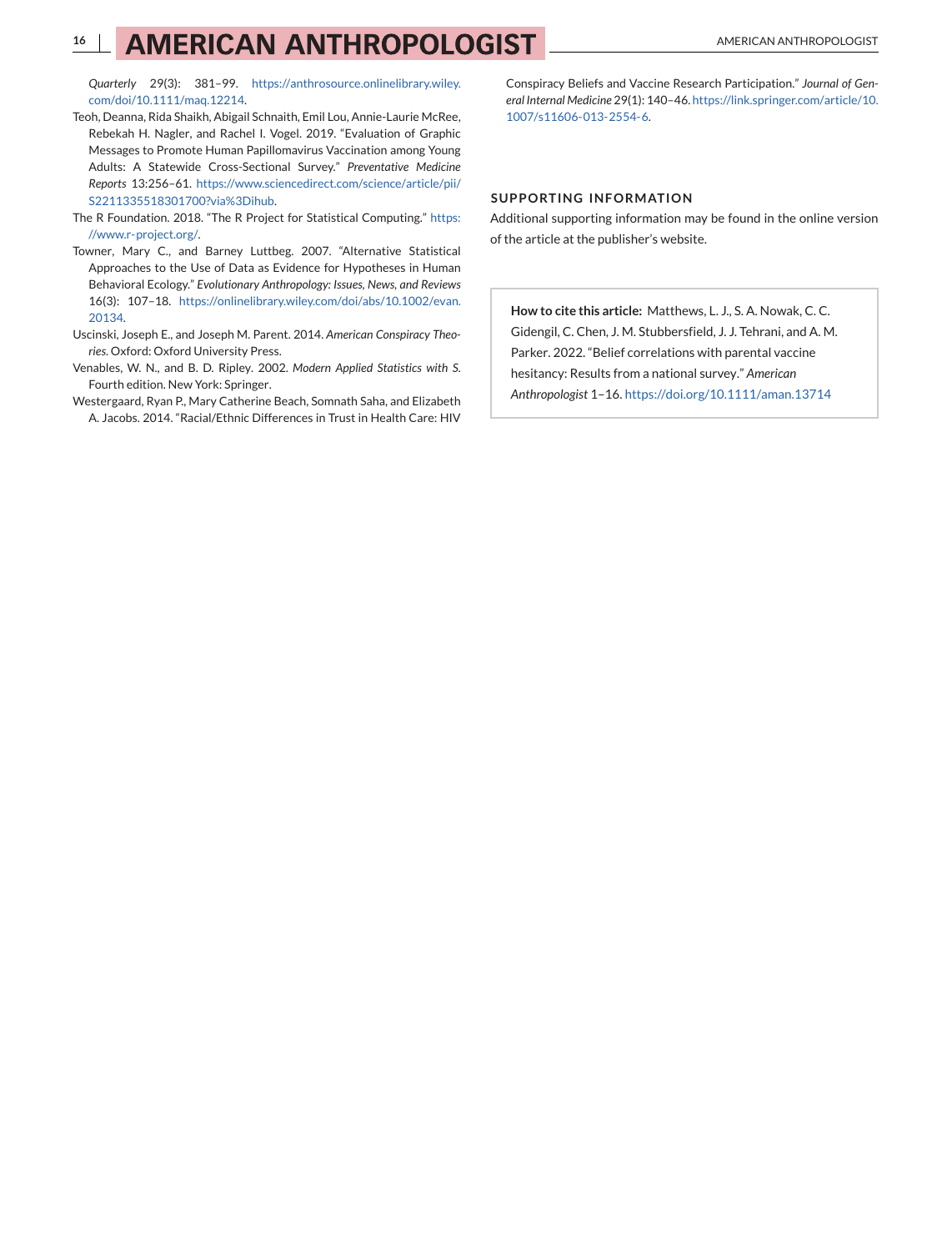*Quarterly* 29(3): 381–99. https://anthrosource.onlinelibrary.wiley.com/doi/10.1111/maq.12214.

Teoh, Deanna, Rida Shaikh, Abigail Schnaith, Emil Lou, Annie-Laurie McRee, Rebekah H. Nagler, and Rachel I. Vogel. 2019. "Evaluation of Graphic Messages to Promote Human Papillomavirus Vaccination among Young Adults: A Statewide Cross-Sectional Survey." *Preventative Medicine Reports* 13:256–61. https://www.sciencedirect.com/science/article/pii/S2211335518301700?via%3Dihub.

The R Foundation. 2018. "The R Project for Statistical Computing." https://www.r-project.org/.

Towner, Mary C., and Barney Luttbeg. 2007. "Alternative Statistical Approaches to the Use of Data as Evidence for Hypotheses in Human Behavioral Ecology." *Evolutionary Anthropology: Issues, News, and Reviews* 16(3): 107–18. https://onlinelibrary.wiley.com/doi/abs/10.1002/evan.20134.

Uscinski, Joseph E., and Joseph M. Parent. 2014. *American Conspiracy Theories*. Oxford: Oxford University Press.

Venables, W. N., and B. D. Ripley. 2002. *Modern Applied Statistics with S*. Fourth edition. New York: Springer.

Westergaard, Ryan P., Mary Catherine Beach, Somnath Saha, and Elizabeth A. Jacobs. 2014. "Racial/Ethnic Differences in Trust in Health Care: HIV Conspiracy Beliefs and Vaccine Research Participation." *Journal of General Internal Medicine* 29(1): 140–46. https://link.springer.com/article/10.1007/s11606-013-2554-6.

## SUPPORTING INFORMATION

Additional supporting information may be found in the online version of the article at the publisher's website.

**How to cite this article:** Matthews, L. J., S. A. Nowak, C. C. Gidengil, C. Chen, J. M. Stubbersfield, J. J. Tehrani, and A. M. Parker. 2022. "Belief correlations with parental vaccine hesitancy: Results from a national survey." *American Anthropologist* 1–16. https://doi.org/10.1111/aman.13714